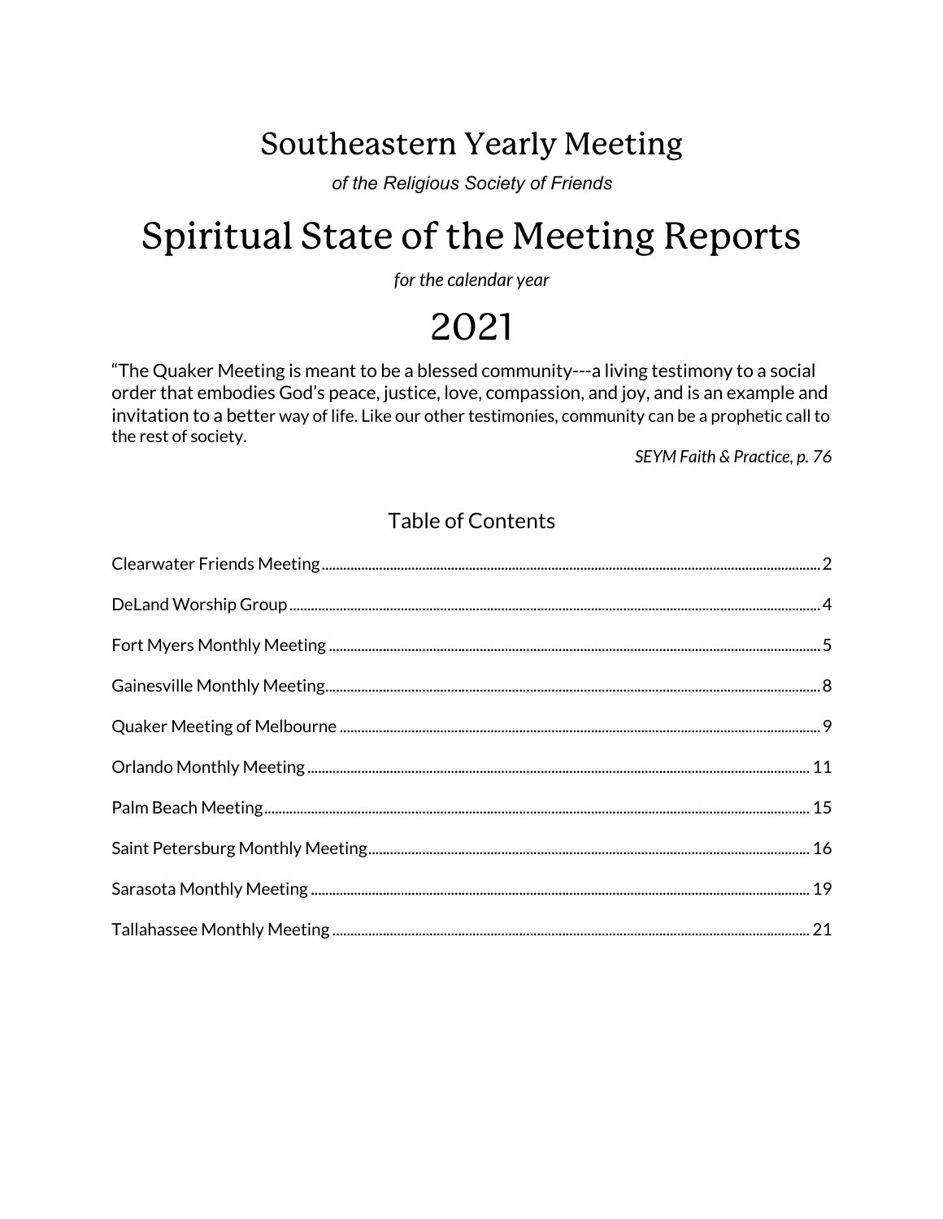# Southeastern Yearly Meeting

*of the Religious Society of Friends*

# Spiritual State of the Meeting Reports

*for the calendar year*

## 2021

"The Quaker Meeting is meant to be a blessed community---a living testimony to a social order that embodies God's peace, justice, love, compassion, and joy, and is an example and invitation to a better way of life. Like our other testimonies, community can be a prophetic call to the rest of society.

*SEYM Faith & Practice, p. 76*

## Table of Contents

Clearwater Friends Meeting ........ 2

DeLand Worship Group ........ 4

Fort Myers Monthly Meeting ........ 5

Gainesville Monthly Meeting ........ 8

Quaker Meeting of Melbourne ........ 9

Orlando Monthly Meeting ........ 11

Palm Beach Meeting ........ 15

Saint Petersburg Monthly Meeting ........ 16

Sarasota Monthly Meeting ........ 19

Tallahassee Monthly Meeting ........ 21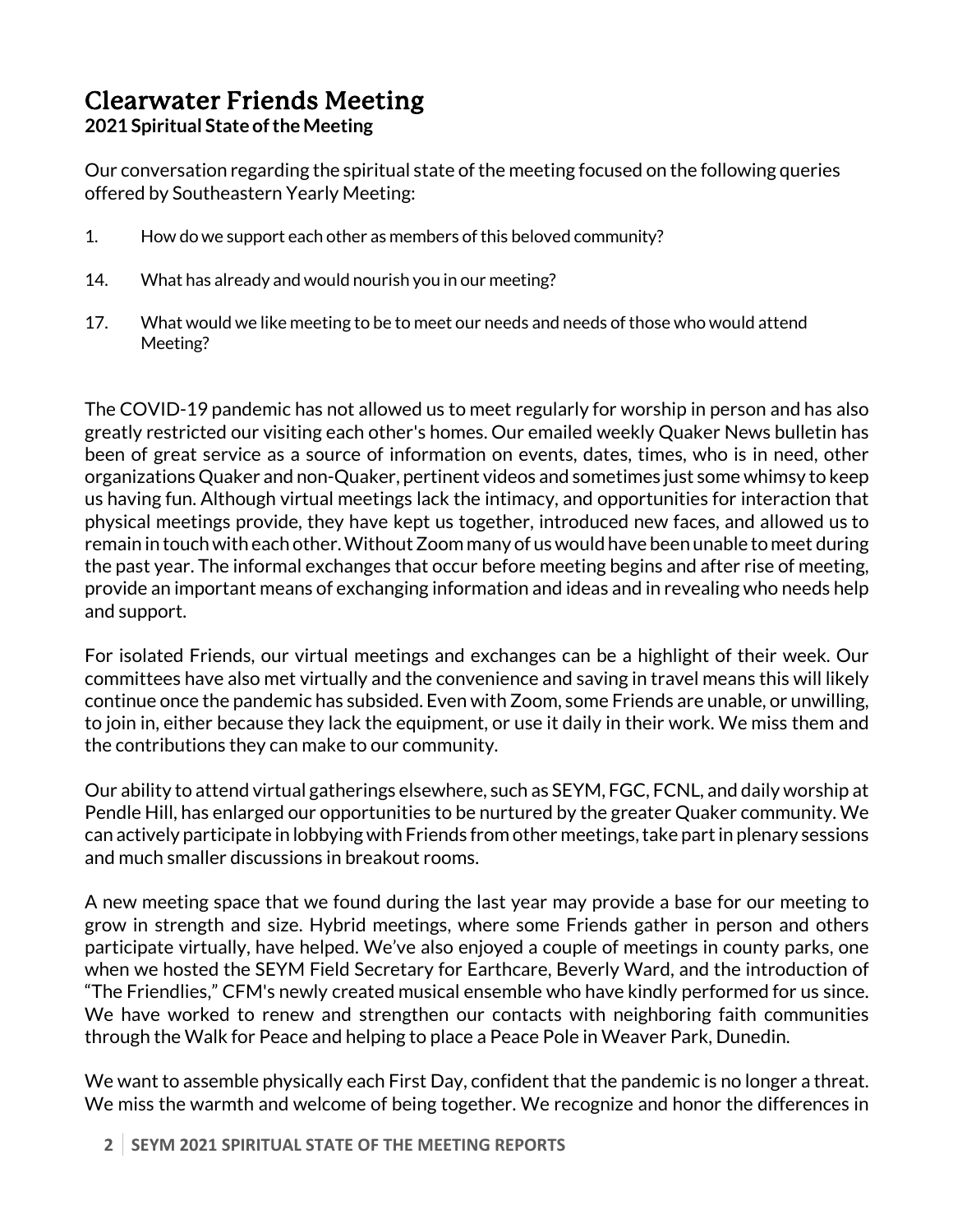# Clearwater Friends Meeting

**2021 Spiritual State of the Meeting**

Our conversation regarding the spiritual state of the meeting focused on the following queries offered by Southeastern Yearly Meeting:

1. How do we support each other as members of this beloved community?

14. What has already and would nourish you in our meeting?

17. What would we like meeting to be to meet our needs and needs of those who would attend Meeting?

The COVID-19 pandemic has not allowed us to meet regularly for worship in person and has also greatly restricted our visiting each other's homes. Our emailed weekly Quaker News bulletin has been of great service as a source of information on events, dates, times, who is in need, other organizations Quaker and non-Quaker, pertinent videos and sometimes just some whimsy to keep us having fun. Although virtual meetings lack the intimacy, and opportunities for interaction that physical meetings provide, they have kept us together, introduced new faces, and allowed us to remain in touch with each other. Without Zoom many of us would have been unable to meet during the past year. The informal exchanges that occur before meeting begins and after rise of meeting, provide an important means of exchanging information and ideas and in revealing who needs help and support.

For isolated Friends, our virtual meetings and exchanges can be a highlight of their week. Our committees have also met virtually and the convenience and saving in travel means this will likely continue once the pandemic has subsided. Even with Zoom, some Friends are unable, or unwilling, to join in, either because they lack the equipment, or use it daily in their work. We miss them and the contributions they can make to our community.

Our ability to attend virtual gatherings elsewhere, such as SEYM, FGC, FCNL, and daily worship at Pendle Hill, has enlarged our opportunities to be nurtured by the greater Quaker community. We can actively participate in lobbying with Friends from other meetings, take part in plenary sessions and much smaller discussions in breakout rooms.

A new meeting space that we found during the last year may provide a base for our meeting to grow in strength and size. Hybrid meetings, where some Friends gather in person and others participate virtually, have helped. We've also enjoyed a couple of meetings in county parks, one when we hosted the SEYM Field Secretary for Earthcare, Beverly Ward, and the introduction of "The Friendlies," CFM's newly created musical ensemble who have kindly performed for us since. We have worked to renew and strengthen our contacts with neighboring faith communities through the Walk for Peace and helping to place a Peace Pole in Weaver Park, Dunedin.

We want to assemble physically each First Day, confident that the pandemic is no longer a threat. We miss the warmth and welcome of being together. We recognize and honor the differences in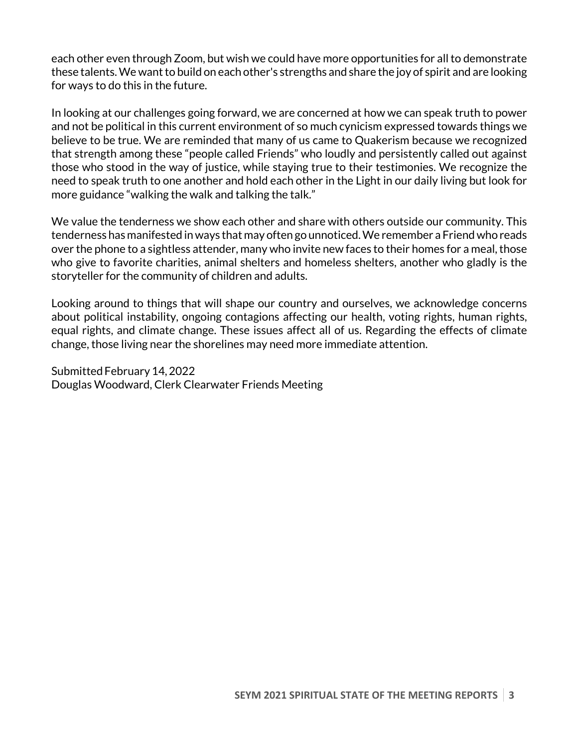each other even through Zoom, but wish we could have more opportunities for all to demonstrate these talents. We want to build on each other's strengths and share the joy of spirit and are looking for ways to do this in the future.

In looking at our challenges going forward, we are concerned at how we can speak truth to power and not be political in this current environment of so much cynicism expressed towards things we believe to be true. We are reminded that many of us came to Quakerism because we recognized that strength among these "people called Friends" who loudly and persistently called out against those who stood in the way of justice, while staying true to their testimonies. We recognize the need to speak truth to one another and hold each other in the Light in our daily living but look for more guidance "walking the walk and talking the talk."

We value the tenderness we show each other and share with others outside our community. This tenderness has manifested in ways that may often go unnoticed. We remember a Friend who reads over the phone to a sightless attender, many who invite new faces to their homes for a meal, those who give to favorite charities, animal shelters and homeless shelters, another who gladly is the storyteller for the community of children and adults.

Looking around to things that will shape our country and ourselves, we acknowledge concerns about political instability, ongoing contagions affecting our health, voting rights, human rights, equal rights, and climate change. These issues affect all of us. Regarding the effects of climate change, those living near the shorelines may need more immediate attention.

Submitted February 14, 2022
Douglas Woodward, Clerk Clearwater Friends Meeting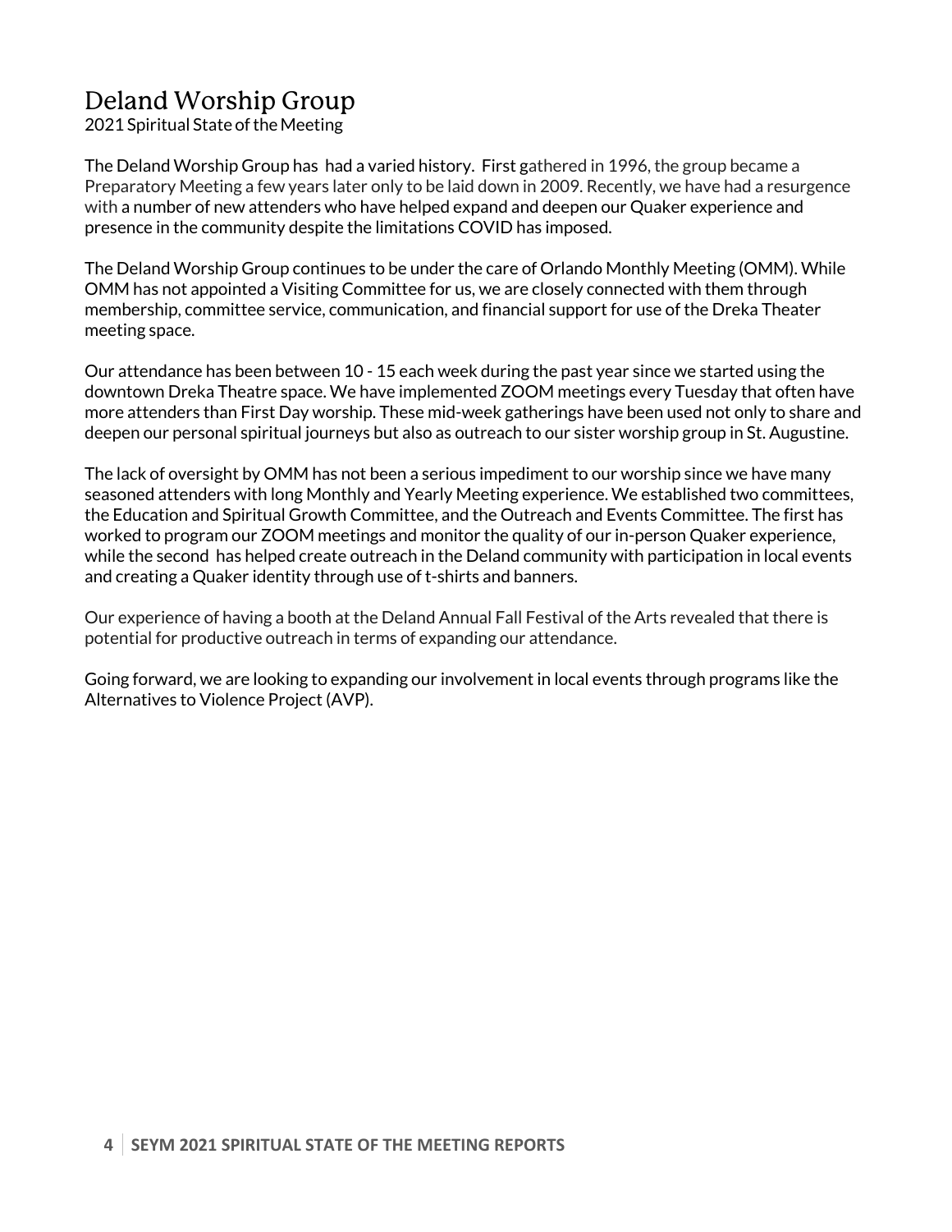# Deland Worship Group

2021 Spiritual State of the Meeting

The Deland Worship Group has had a varied history. First gathered in 1996, the group became a Preparatory Meeting a few years later only to be laid down in 2009. Recently, we have had a resurgence with a number of new attenders who have helped expand and deepen our Quaker experience and presence in the community despite the limitations COVID has imposed.

The Deland Worship Group continues to be under the care of Orlando Monthly Meeting (OMM). While OMM has not appointed a Visiting Committee for us, we are closely connected with them through membership, committee service, communication, and financial support for use of the Dreka Theater meeting space.

Our attendance has been between 10 - 15 each week during the past year since we started using the downtown Dreka Theatre space. We have implemented ZOOM meetings every Tuesday that often have more attenders than First Day worship. These mid-week gatherings have been used not only to share and deepen our personal spiritual journeys but also as outreach to our sister worship group in St. Augustine.

The lack of oversight by OMM has not been a serious impediment to our worship since we have many seasoned attenders with long Monthly and Yearly Meeting experience. We established two committees, the Education and Spiritual Growth Committee, and the Outreach and Events Committee. The first has worked to program our ZOOM meetings and monitor the quality of our in-person Quaker experience, while the second has helped create outreach in the Deland community with participation in local events and creating a Quaker identity through use of t-shirts and banners.

Our experience of having a booth at the Deland Annual Fall Festival of the Arts revealed that there is potential for productive outreach in terms of expanding our attendance.

Going forward, we are looking to expanding our involvement in local events through programs like the Alternatives to Violence Project (AVP).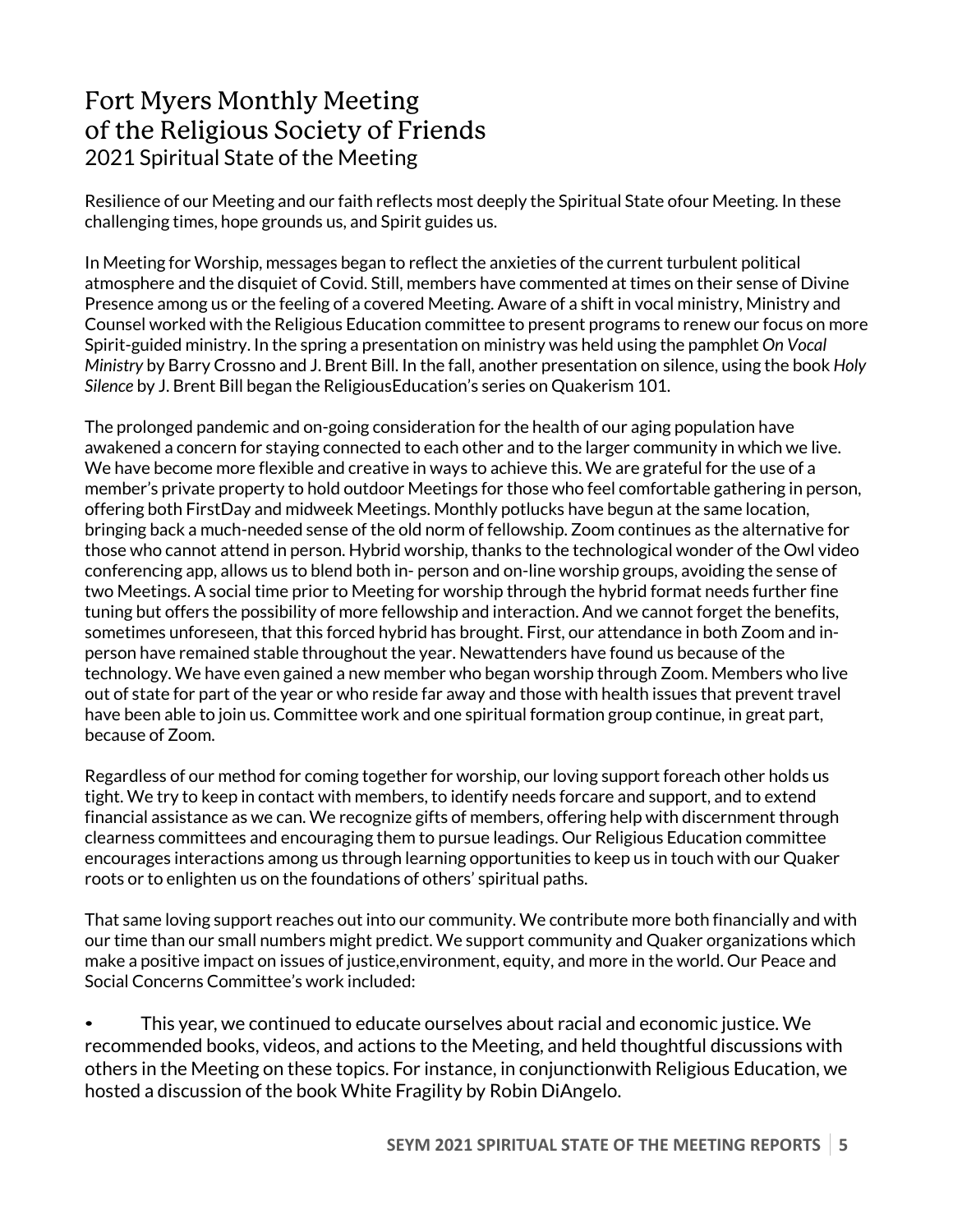# Fort Myers Monthly Meeting of the Religious Society of Friends

## 2021 Spiritual State of the Meeting

Resilience of our Meeting and our faith reflects most deeply the Spiritual State ofour Meeting. In these challenging times, hope grounds us, and Spirit guides us.

In Meeting for Worship, messages began to reflect the anxieties of the current turbulent political atmosphere and the disquiet of Covid. Still, members have commented at times on their sense of Divine Presence among us or the feeling of a covered Meeting. Aware of a shift in vocal ministry, Ministry and Counsel worked with the Religious Education committee to present programs to renew our focus on more Spirit-guided ministry. In the spring a presentation on ministry was held using the pamphlet *On Vocal Ministry* by Barry Crossno and J. Brent Bill. In the fall, another presentation on silence, using the book *Holy Silence* by J. Brent Bill began the ReligiousEducation's series on Quakerism 101.

The prolonged pandemic and on-going consideration for the health of our aging population have awakened a concern for staying connected to each other and to the larger community in which we live. We have become more flexible and creative in ways to achieve this. We are grateful for the use of a member's private property to hold outdoor Meetings for those who feel comfortable gathering in person, offering both FirstDay and midweek Meetings. Monthly potlucks have begun at the same location, bringing back a much-needed sense of the old norm of fellowship. Zoom continues as the alternative for those who cannot attend in person. Hybrid worship, thanks to the technological wonder of the Owl video conferencing app, allows us to blend both in- person and on-line worship groups, avoiding the sense of two Meetings. A social time prior to Meeting for worship through the hybrid format needs further fine tuning but offers the possibility of more fellowship and interaction. And we cannot forget the benefits, sometimes unforeseen, that this forced hybrid has brought. First, our attendance in both Zoom and in-person have remained stable throughout the year. Newattenders have found us because of the technology. We have even gained a new member who began worship through Zoom. Members who live out of state for part of the year or who reside far away and those with health issues that prevent travel have been able to join us. Committee work and one spiritual formation group continue, in great part, because of Zoom.

Regardless of our method for coming together for worship, our loving support foreach other holds us tight. We try to keep in contact with members, to identify needs forcare and support, and to extend financial assistance as we can. We recognize gifts of members, offering help with discernment through clearness committees and encouraging them to pursue leadings. Our Religious Education committee encourages interactions among us through learning opportunities to keep us in touch with our Quaker roots or to enlighten us on the foundations of others' spiritual paths.

That same loving support reaches out into our community. We contribute more both financially and with our time than our small numbers might predict. We support community and Quaker organizations which make a positive impact on issues of justice,environment, equity, and more in the world. Our Peace and Social Concerns Committee's work included:

- This year, we continued to educate ourselves about racial and economic justice. We recommended books, videos, and actions to the Meeting, and held thoughtful discussions with others in the Meeting on these topics. For instance, in conjunctionwith Religious Education, we hosted a discussion of the book White Fragility by Robin DiAngelo.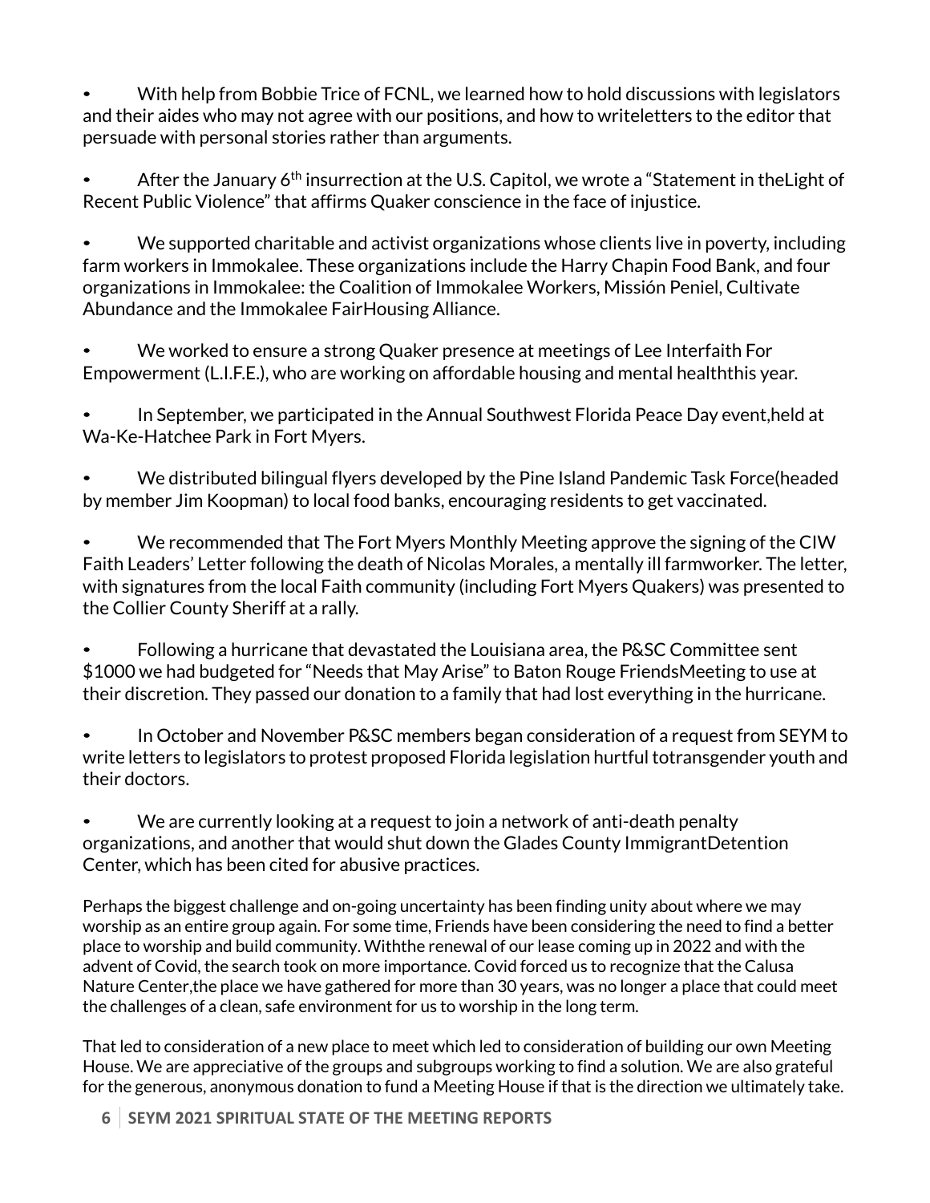- With help from Bobbie Trice of FCNL, we learned how to hold discussions with legislators and their aides who may not agree with our positions, and how to writeletters to the editor that persuade with personal stories rather than arguments.

- After the January 6th insurrection at the U.S. Capitol, we wrote a "Statement in theLight of Recent Public Violence" that affirms Quaker conscience in the face of injustice.

- We supported charitable and activist organizations whose clients live in poverty, including farm workers in Immokalee. These organizations include the Harry Chapin Food Bank, and four organizations in Immokalee: the Coalition of Immokalee Workers, Missión Peniel, Cultivate Abundance and the Immokalee FairHousing Alliance.

- We worked to ensure a strong Quaker presence at meetings of Lee Interfaith For Empowerment (L.I.F.E.), who are working on affordable housing and mental healththis year.

- In September, we participated in the Annual Southwest Florida Peace Day event,held at Wa-Ke-Hatchee Park in Fort Myers.

- We distributed bilingual flyers developed by the Pine Island Pandemic Task Force(headed by member Jim Koopman) to local food banks, encouraging residents to get vaccinated.

- We recommended that The Fort Myers Monthly Meeting approve the signing of the CIW Faith Leaders' Letter following the death of Nicolas Morales, a mentally ill farmworker. The letter, with signatures from the local Faith community (including Fort Myers Quakers) was presented to the Collier County Sheriff at a rally.

- Following a hurricane that devastated the Louisiana area, the P&SC Committee sent $1000 we had budgeted for "Needs that May Arise" to Baton Rouge FriendsMeeting to use at their discretion. They passed our donation to a family that had lost everything in the hurricane.

- In October and November P&SC members began consideration of a request from SEYM to write letters to legislators to protest proposed Florida legislation hurtful totransgender youth and their doctors.

- We are currently looking at a request to join a network of anti-death penalty organizations, and another that would shut down the Glades County ImmigrantDetention Center, which has been cited for abusive practices.

Perhaps the biggest challenge and on-going uncertainty has been finding unity about where we may worship as an entire group again. For some time, Friends have been considering the need to find a better place to worship and build community. Withthe renewal of our lease coming up in 2022 and with the advent of Covid, the search took on more importance. Covid forced us to recognize that the Calusa Nature Center,the place we have gathered for more than 30 years, was no longer a place that could meet the challenges of a clean, safe environment for us to worship in the long term.

That led to consideration of a new place to meet which led to consideration of building our own Meeting House. We are appreciative of the groups and subgroups working to find a solution. We are also grateful for the generous, anonymous donation to fund a Meeting House if that is the direction we ultimately take.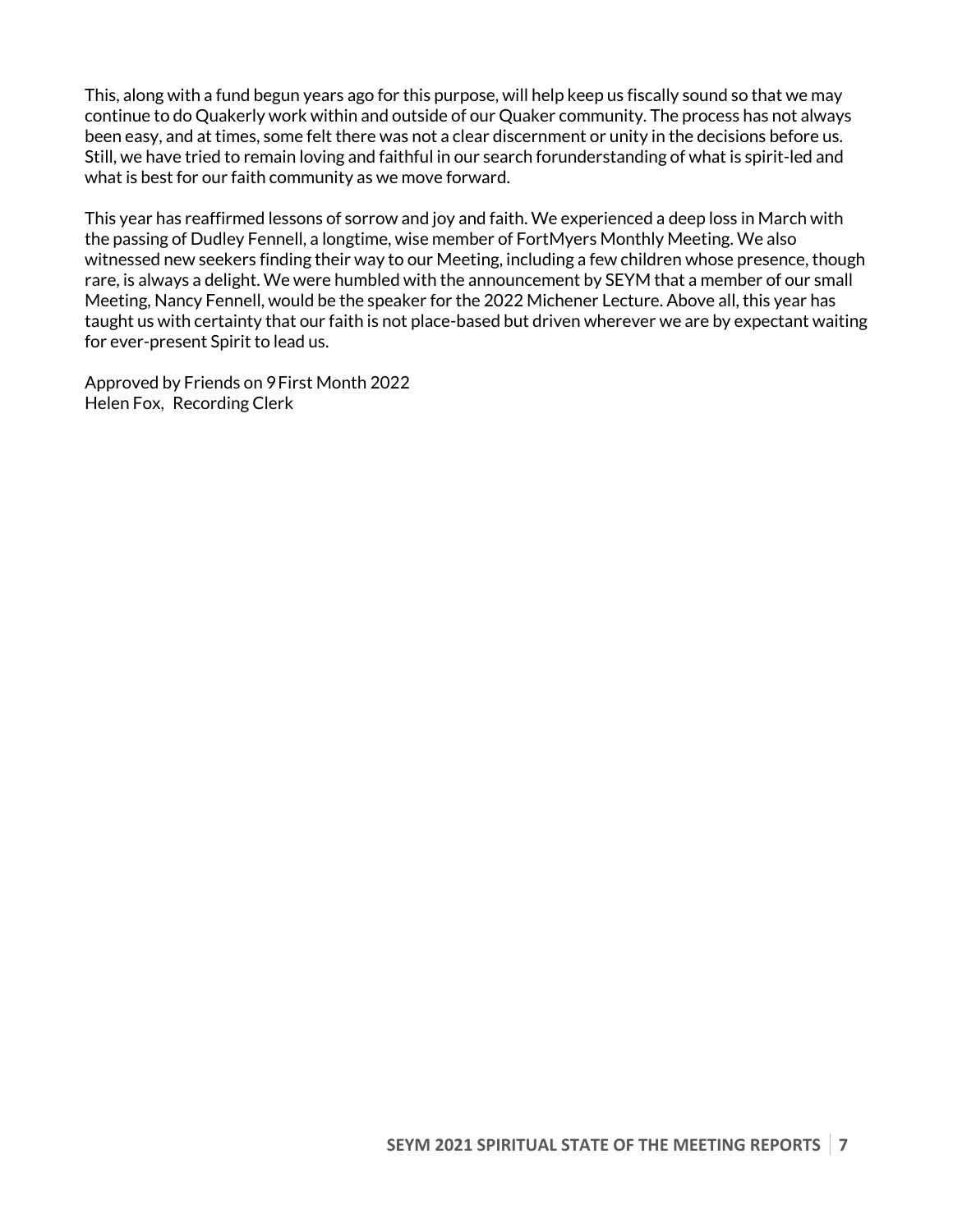This, along with a fund begun years ago for this purpose, will help keep us fiscally sound so that we may continue to do Quakerly work within and outside of our Quaker community. The process has not always been easy, and at times, some felt there was not a clear discernment or unity in the decisions before us. Still, we have tried to remain loving and faithful in our search forunderstanding of what is spirit-led and what is best for our faith community as we move forward.

This year has reaffirmed lessons of sorrow and joy and faith. We experienced a deep loss in March with the passing of Dudley Fennell, a longtime, wise member of FortMyers Monthly Meeting. We also witnessed new seekers finding their way to our Meeting, including a few children whose presence, though rare, is always a delight. We were humbled with the announcement by SEYM that a member of our small Meeting, Nancy Fennell, would be the speaker for the 2022 Michener Lecture. Above all, this year has taught us with certainty that our faith is not place-based but driven wherever we are by expectant waiting for ever-present Spirit to lead us.

Approved by Friends on 9 First Month 2022
Helen Fox, Recording Clerk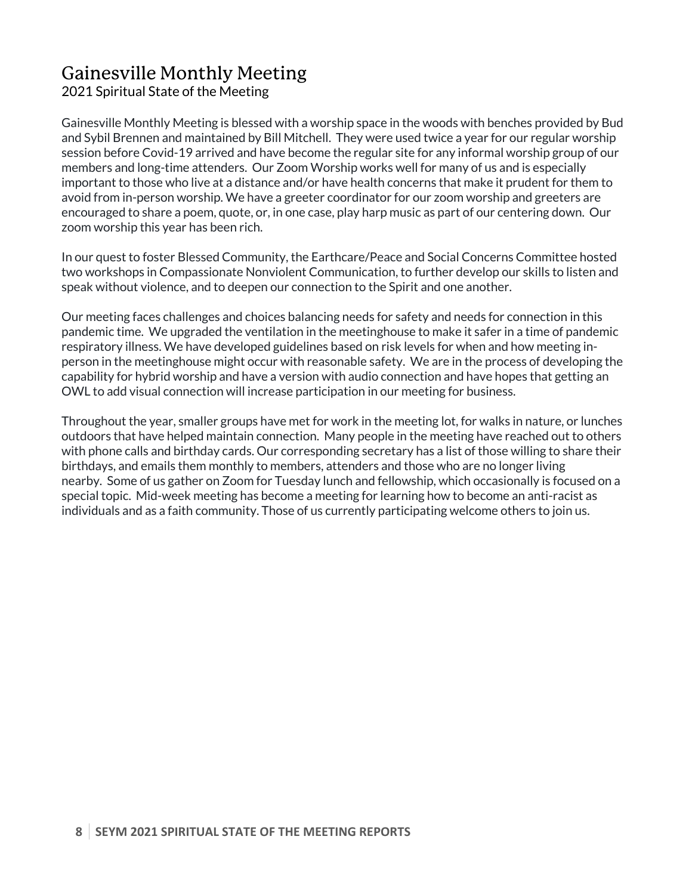# Gainesville Monthly Meeting

2021 Spiritual State of the Meeting

Gainesville Monthly Meeting is blessed with a worship space in the woods with benches provided by Bud and Sybil Brennen and maintained by Bill Mitchell. They were used twice a year for our regular worship session before Covid-19 arrived and have become the regular site for any informal worship group of our members and long-time attenders. Our Zoom Worship works well for many of us and is especially important to those who live at a distance and/or have health concerns that make it prudent for them to avoid from in-person worship. We have a greeter coordinator for our zoom worship and greeters are encouraged to share a poem, quote, or, in one case, play harp music as part of our centering down. Our zoom worship this year has been rich.

In our quest to foster Blessed Community, the Earthcare/Peace and Social Concerns Committee hosted two workshops in Compassionate Nonviolent Communication, to further develop our skills to listen and speak without violence, and to deepen our connection to the Spirit and one another.

Our meeting faces challenges and choices balancing needs for safety and needs for connection in this pandemic time. We upgraded the ventilation in the meetinghouse to make it safer in a time of pandemic respiratory illness. We have developed guidelines based on risk levels for when and how meeting in-person in the meetinghouse might occur with reasonable safety. We are in the process of developing the capability for hybrid worship and have a version with audio connection and have hopes that getting an OWL to add visual connection will increase participation in our meeting for business.

Throughout the year, smaller groups have met for work in the meeting lot, for walks in nature, or lunches outdoors that have helped maintain connection. Many people in the meeting have reached out to others with phone calls and birthday cards. Our corresponding secretary has a list of those willing to share their birthdays, and emails them monthly to members, attenders and those who are no longer living nearby. Some of us gather on Zoom for Tuesday lunch and fellowship, which occasionally is focused on a special topic. Mid-week meeting has become a meeting for learning how to become an anti-racist as individuals and as a faith community. Those of us currently participating welcome others to join us.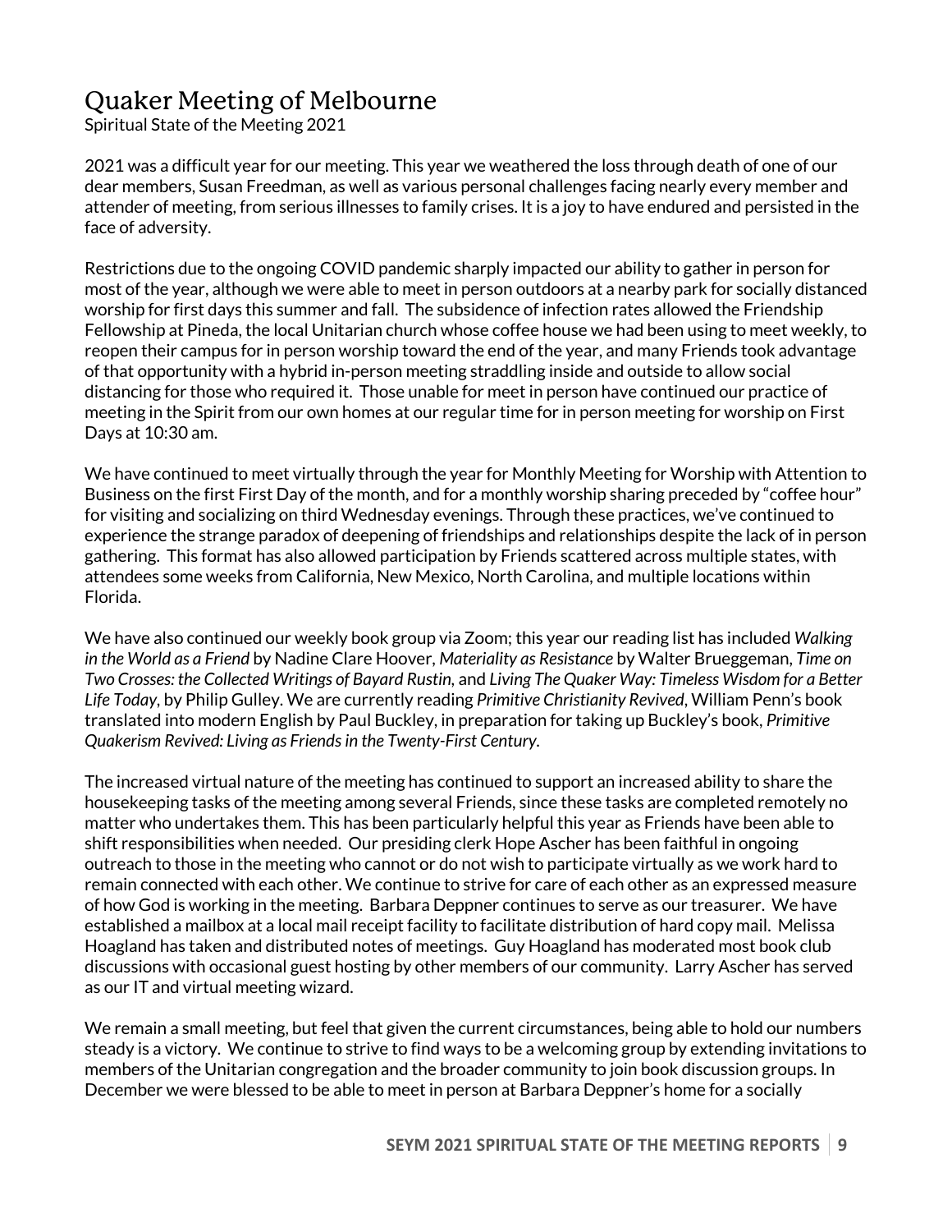# Quaker Meeting of Melbourne

Spiritual State of the Meeting 2021

2021 was a difficult year for our meeting. This year we weathered the loss through death of one of our dear members, Susan Freedman, as well as various personal challenges facing nearly every member and attender of meeting, from serious illnesses to family crises. It is a joy to have endured and persisted in the face of adversity.

Restrictions due to the ongoing COVID pandemic sharply impacted our ability to gather in person for most of the year, although we were able to meet in person outdoors at a nearby park for socially distanced worship for first days this summer and fall. The subsidence of infection rates allowed the Friendship Fellowship at Pineda, the local Unitarian church whose coffee house we had been using to meet weekly, to reopen their campus for in person worship toward the end of the year, and many Friends took advantage of that opportunity with a hybrid in-person meeting straddling inside and outside to allow social distancing for those who required it. Those unable for meet in person have continued our practice of meeting in the Spirit from our own homes at our regular time for in person meeting for worship on First Days at 10:30 am.

We have continued to meet virtually through the year for Monthly Meeting for Worship with Attention to Business on the first First Day of the month, and for a monthly worship sharing preceded by "coffee hour" for visiting and socializing on third Wednesday evenings. Through these practices, we've continued to experience the strange paradox of deepening of friendships and relationships despite the lack of in person gathering. This format has also allowed participation by Friends scattered across multiple states, with attendees some weeks from California, New Mexico, North Carolina, and multiple locations within Florida.

We have also continued our weekly book group via Zoom; this year our reading list has included *Walking in the World as a Friend* by Nadine Clare Hoover, *Materiality as Resistance* by Walter Brueggeman, *Time on Two Crosses: the Collected Writings of Bayard Rustin*, and *Living The Quaker Way: Timeless Wisdom for a Better Life Today*, by Philip Gulley. We are currently reading *Primitive Christianity Revived*, William Penn's book translated into modern English by Paul Buckley, in preparation for taking up Buckley's book, *Primitive Quakerism Revived: Living as Friends in the Twenty-First Century.*

The increased virtual nature of the meeting has continued to support an increased ability to share the housekeeping tasks of the meeting among several Friends, since these tasks are completed remotely no matter who undertakes them. This has been particularly helpful this year as Friends have been able to shift responsibilities when needed. Our presiding clerk Hope Ascher has been faithful in ongoing outreach to those in the meeting who cannot or do not wish to participate virtually as we work hard to remain connected with each other. We continue to strive for care of each other as an expressed measure of how God is working in the meeting. Barbara Deppner continues to serve as our treasurer. We have established a mailbox at a local mail receipt facility to facilitate distribution of hard copy mail. Melissa Hoagland has taken and distributed notes of meetings. Guy Hoagland has moderated most book club discussions with occasional guest hosting by other members of our community. Larry Ascher has served as our IT and virtual meeting wizard.

We remain a small meeting, but feel that given the current circumstances, being able to hold our numbers steady is a victory. We continue to strive to find ways to be a welcoming group by extending invitations to members of the Unitarian congregation and the broader community to join book discussion groups. In December we were blessed to be able to meet in person at Barbara Deppner's home for a socially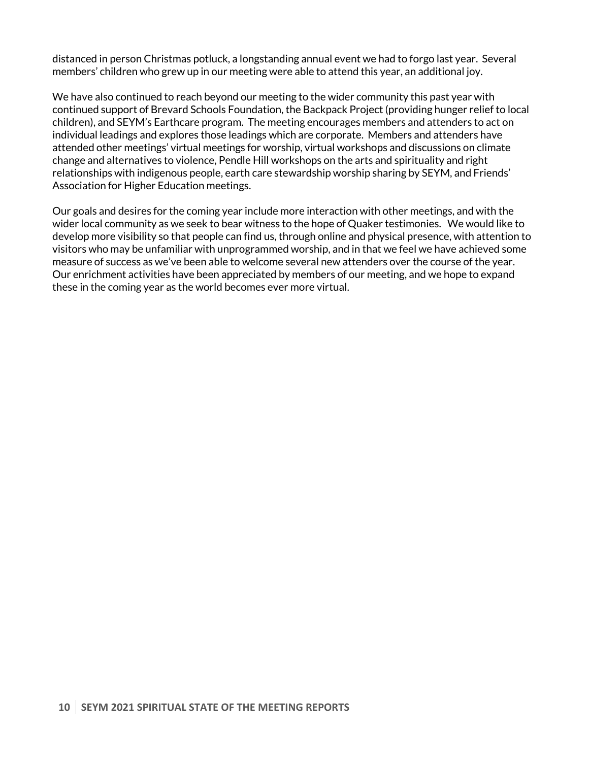distanced in person Christmas potluck, a longstanding annual event we had to forgo last year. Several members' children who grew up in our meeting were able to attend this year, an additional joy.

We have also continued to reach beyond our meeting to the wider community this past year with continued support of Brevard Schools Foundation, the Backpack Project (providing hunger relief to local children), and SEYM's Earthcare program. The meeting encourages members and attenders to act on individual leadings and explores those leadings which are corporate. Members and attenders have attended other meetings' virtual meetings for worship, virtual workshops and discussions on climate change and alternatives to violence, Pendle Hill workshops on the arts and spirituality and right relationships with indigenous people, earth care stewardship worship sharing by SEYM, and Friends' Association for Higher Education meetings.

Our goals and desires for the coming year include more interaction with other meetings, and with the wider local community as we seek to bear witness to the hope of Quaker testimonies. We would like to develop more visibility so that people can find us, through online and physical presence, with attention to visitors who may be unfamiliar with unprogrammed worship, and in that we feel we have achieved some measure of success as we've been able to welcome several new attenders over the course of the year. Our enrichment activities have been appreciated by members of our meeting, and we hope to expand these in the coming year as the world becomes ever more virtual.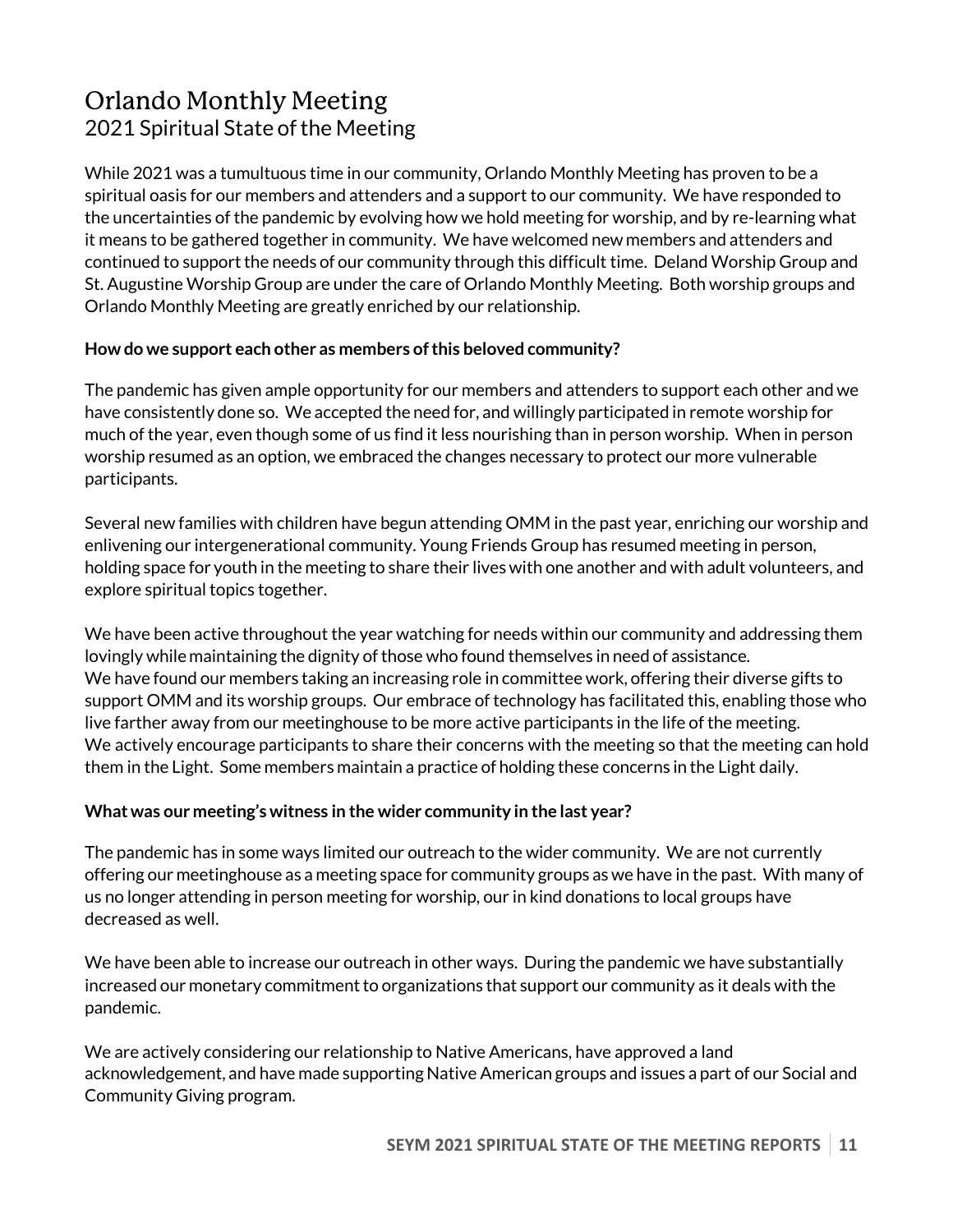# Orlando Monthly Meeting

## 2021 Spiritual State of the Meeting

While 2021 was a tumultuous time in our community, Orlando Monthly Meeting has proven to be a spiritual oasis for our members and attenders and a support to our community. We have responded to the uncertainties of the pandemic by evolving how we hold meeting for worship, and by re-learning what it means to be gathered together in community. We have welcomed new members and attenders and continued to support the needs of our community through this difficult time. Deland Worship Group and St. Augustine Worship Group are under the care of Orlando Monthly Meeting. Both worship groups and Orlando Monthly Meeting are greatly enriched by our relationship.

**How do we support each other as members of this beloved community?**

The pandemic has given ample opportunity for our members and attenders to support each other and we have consistently done so. We accepted the need for, and willingly participated in remote worship for much of the year, even though some of us find it less nourishing than in person worship. When in person worship resumed as an option, we embraced the changes necessary to protect our more vulnerable participants.

Several new families with children have begun attending OMM in the past year, enriching our worship and enlivening our intergenerational community. Young Friends Group has resumed meeting in person, holding space for youth in the meeting to share their lives with one another and with adult volunteers, and explore spiritual topics together.

We have been active throughout the year watching for needs within our community and addressing them lovingly while maintaining the dignity of those who found themselves in need of assistance.
We have found our members taking an increasing role in committee work, offering their diverse gifts to support OMM and its worship groups. Our embrace of technology has facilitated this, enabling those who live farther away from our meetinghouse to be more active participants in the life of the meeting.
We actively encourage participants to share their concerns with the meeting so that the meeting can hold them in the Light. Some members maintain a practice of holding these concerns in the Light daily.

**What was our meeting's witness in the wider community in the last year?**

The pandemic has in some ways limited our outreach to the wider community. We are not currently offering our meetinghouse as a meeting space for community groups as we have in the past. With many of us no longer attending in person meeting for worship, our in kind donations to local groups have decreased as well.

We have been able to increase our outreach in other ways. During the pandemic we have substantially increased our monetary commitment to organizations that support our community as it deals with the pandemic.

We are actively considering our relationship to Native Americans, have approved a land acknowledgement, and have made supporting Native American groups and issues a part of our Social and Community Giving program.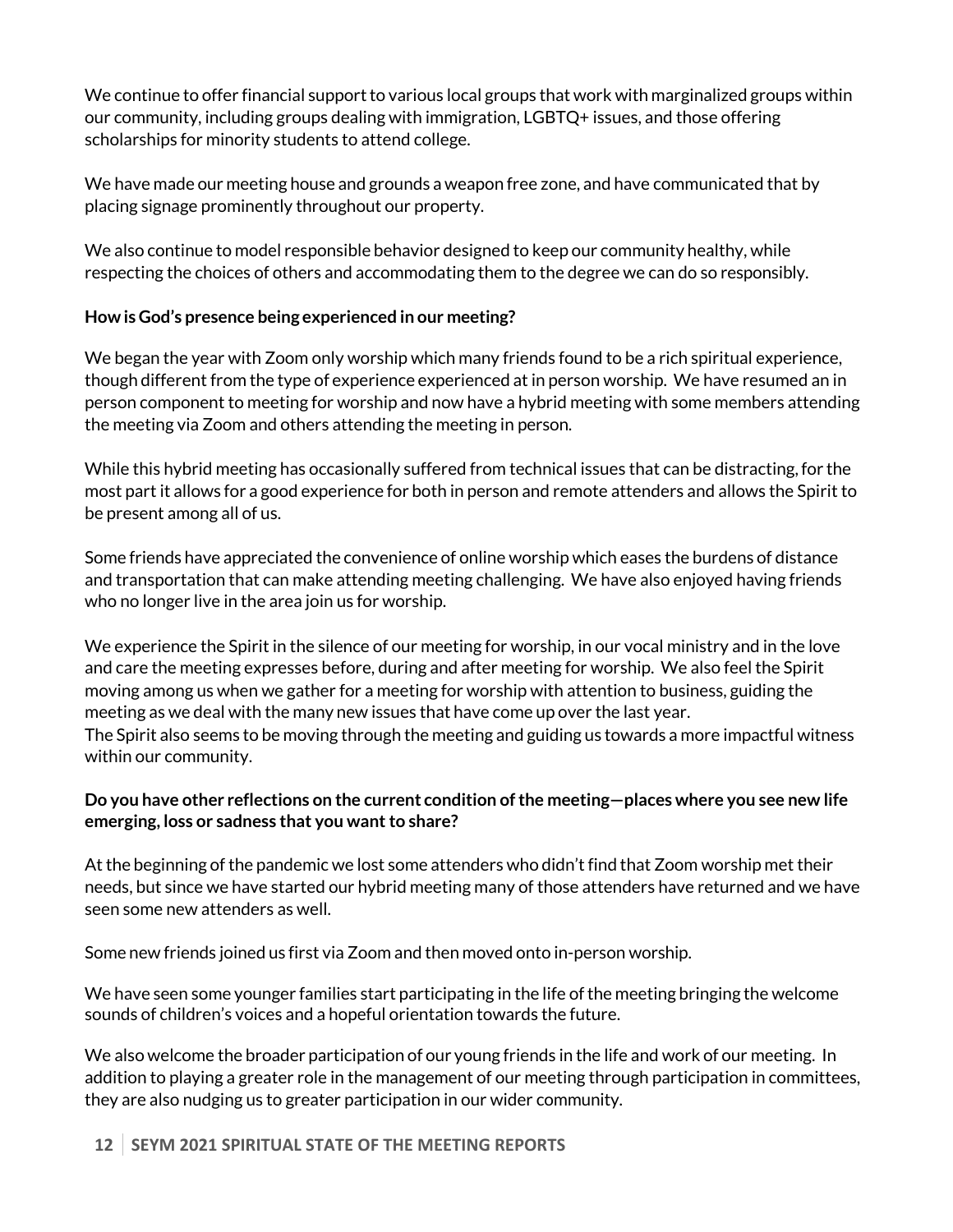We continue to offer financial support to various local groups that work with marginalized groups within our community, including groups dealing with immigration, LGBTQ+ issues, and those offering scholarships for minority students to attend college.

We have made our meeting house and grounds a weapon free zone, and have communicated that by placing signage prominently throughout our property.

We also continue to model responsible behavior designed to keep our community healthy, while respecting the choices of others and accommodating them to the degree we can do so responsibly.

**How is God's presence being experienced in our meeting?**

We began the year with Zoom only worship which many friends found to be a rich spiritual experience, though different from the type of experience experienced at in person worship. We have resumed an in person component to meeting for worship and now have a hybrid meeting with some members attending the meeting via Zoom and others attending the meeting in person.

While this hybrid meeting has occasionally suffered from technical issues that can be distracting, for the most part it allows for a good experience for both in person and remote attenders and allows the Spirit to be present among all of us.

Some friends have appreciated the convenience of online worship which eases the burdens of distance and transportation that can make attending meeting challenging. We have also enjoyed having friends who no longer live in the area join us for worship.

We experience the Spirit in the silence of our meeting for worship, in our vocal ministry and in the love and care the meeting expresses before, during and after meeting for worship. We also feel the Spirit moving among us when we gather for a meeting for worship with attention to business, guiding the meeting as we deal with the many new issues that have come up over the last year.
The Spirit also seems to be moving through the meeting and guiding us towards a more impactful witness within our community.

**Do you have other reflections on the current condition of the meeting—places where you see new life emerging, loss or sadness that you want to share?**

At the beginning of the pandemic we lost some attenders who didn't find that Zoom worship met their needs, but since we have started our hybrid meeting many of those attenders have returned and we have seen some new attenders as well.

Some new friends joined us first via Zoom and then moved onto in-person worship.

We have seen some younger families start participating in the life of the meeting bringing the welcome sounds of children's voices and a hopeful orientation towards the future.

We also welcome the broader participation of our young friends in the life and work of our meeting. In addition to playing a greater role in the management of our meeting through participation in committees, they are also nudging us to greater participation in our wider community.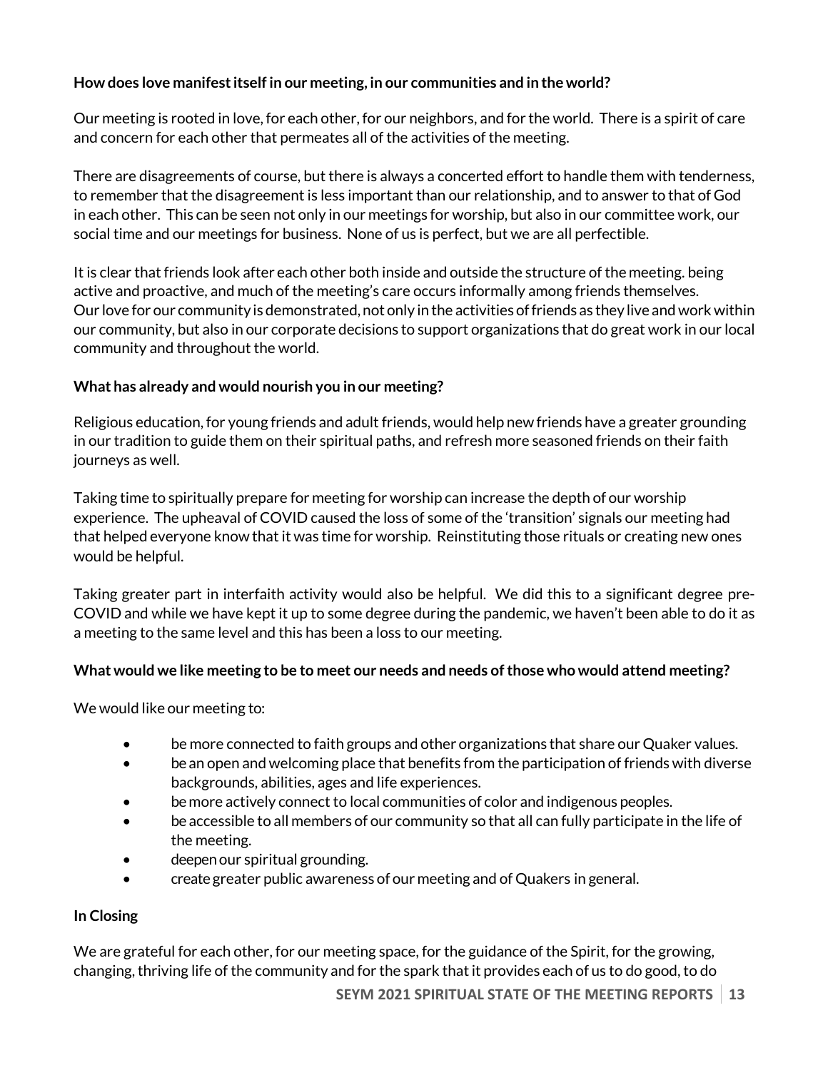**How does love manifest itself in our meeting, in our communities and in the world?**

Our meeting is rooted in love, for each other, for our neighbors, and for the world. There is a spirit of care and concern for each other that permeates all of the activities of the meeting.

There are disagreements of course, but there is always a concerted effort to handle them with tenderness, to remember that the disagreement is less important than our relationship, and to answer to that of God in each other. This can be seen not only in our meetings for worship, but also in our committee work, our social time and our meetings for business. None of us is perfect, but we are all perfectible.

It is clear that friends look after each other both inside and outside the structure of the meeting. being active and proactive, and much of the meeting's care occurs informally among friends themselves. Our love for our community is demonstrated, not only in the activities of friends as they live and work within our community, but also in our corporate decisions to support organizations that do great work in our local community and throughout the world.

**What has already and would nourish you in our meeting?**

Religious education, for young friends and adult friends, would help new friends have a greater grounding in our tradition to guide them on their spiritual paths, and refresh more seasoned friends on their faith journeys as well.

Taking time to spiritually prepare for meeting for worship can increase the depth of our worship experience. The upheaval of COVID caused the loss of some of the 'transition' signals our meeting had that helped everyone know that it was time for worship. Reinstituting those rituals or creating new ones would be helpful.

Taking greater part in interfaith activity would also be helpful. We did this to a significant degree pre-COVID and while we have kept it up to some degree during the pandemic, we haven't been able to do it as a meeting to the same level and this has been a loss to our meeting.

**What would we like meeting to be to meet our needs and needs of those who would attend meeting?**

We would like our meeting to:

- be more connected to faith groups and other organizations that share our Quaker values.
- be an open and welcoming place that benefits from the participation of friends with diverse backgrounds, abilities, ages and life experiences.
- be more actively connect to local communities of color and indigenous peoples.
- be accessible to all members of our community so that all can fully participate in the life of the meeting.
- deepen our spiritual grounding.
- create greater public awareness of our meeting and of Quakers in general.

**In Closing**

We are grateful for each other, for our meeting space, for the guidance of the Spirit, for the growing, changing, thriving life of the community and for the spark that it provides each of us to do good, to do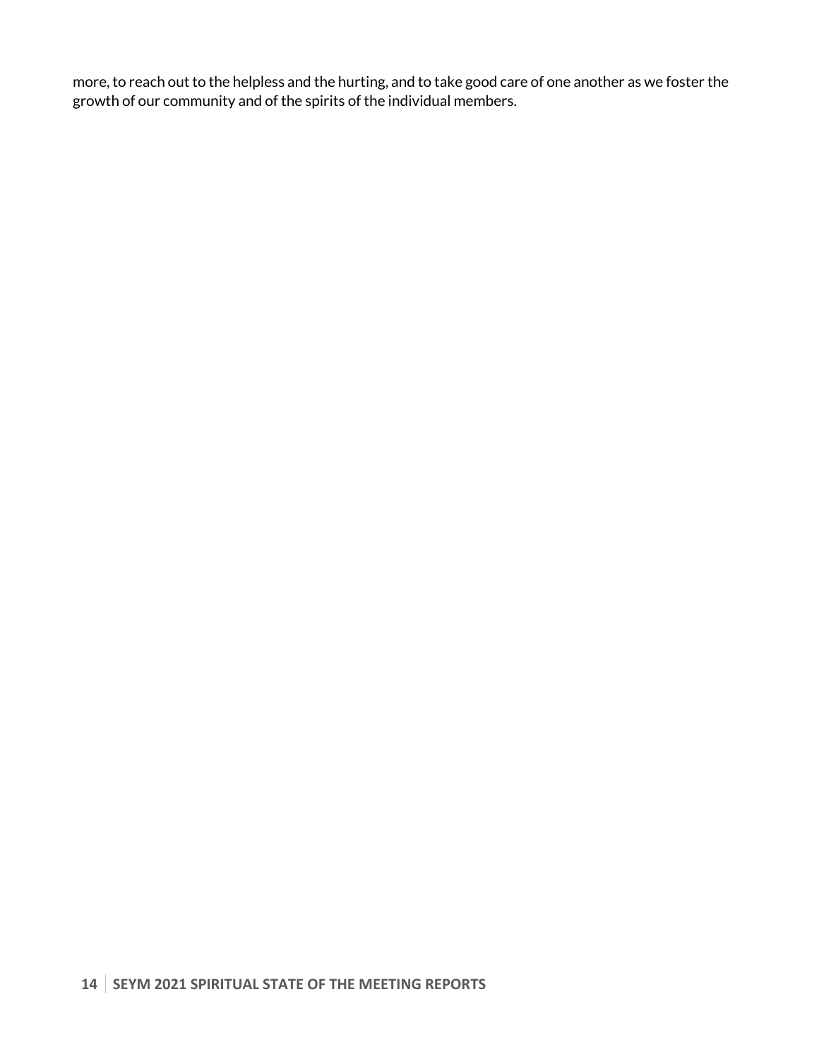more, to reach out to the helpless and the hurting, and to take good care of one another as we foster the growth of our community and of the spirits of the individual members.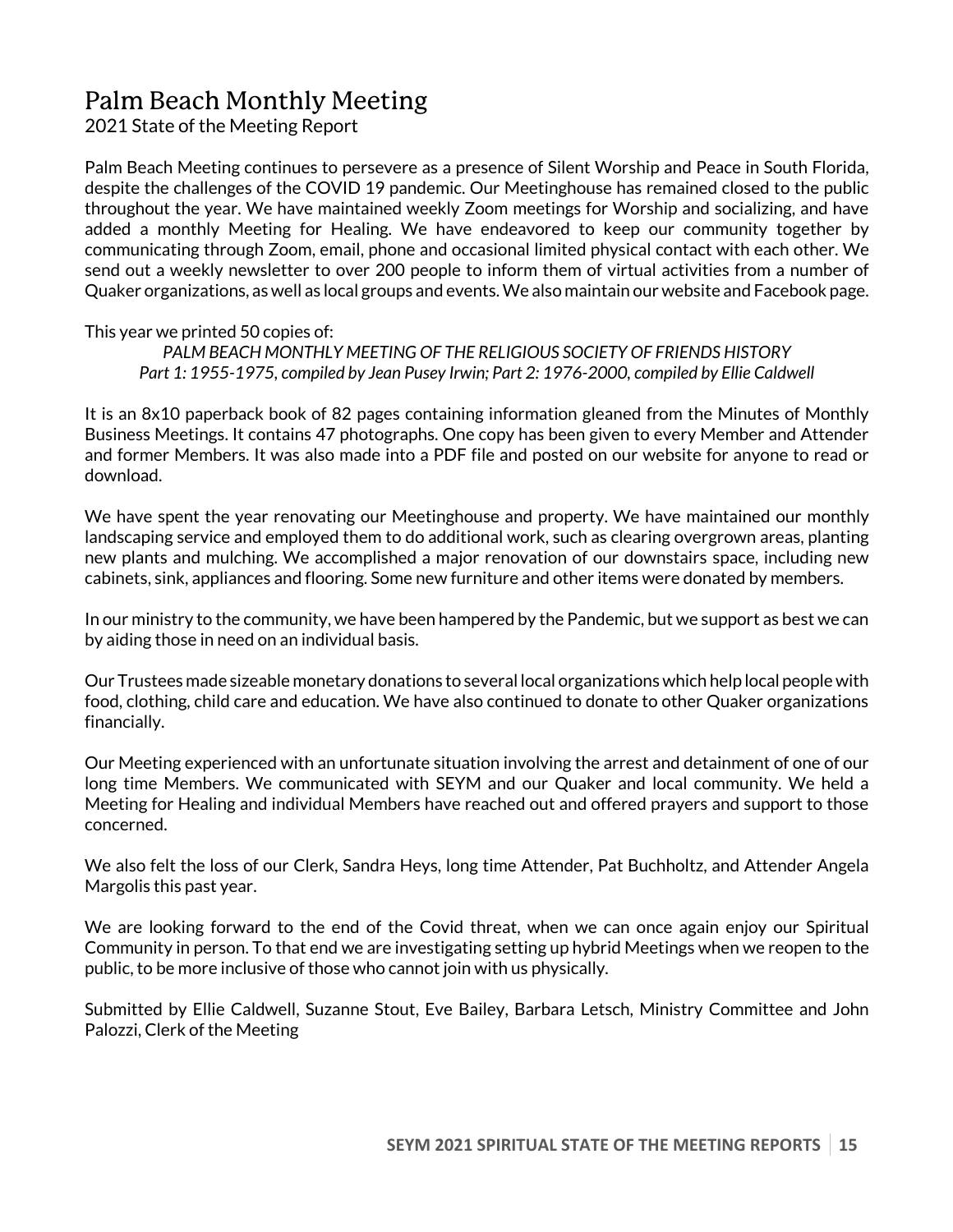# Palm Beach Monthly Meeting

2021 State of the Meeting Report

Palm Beach Meeting continues to persevere as a presence of Silent Worship and Peace in South Florida, despite the challenges of the COVID 19 pandemic. Our Meetinghouse has remained closed to the public throughout the year. We have maintained weekly Zoom meetings for Worship and socializing, and have added a monthly Meeting for Healing. We have endeavored to keep our community together by communicating through Zoom, email, phone and occasional limited physical contact with each other. We send out a weekly newsletter to over 200 people to inform them of virtual activities from a number of Quaker organizations, as well as local groups and events. We also maintain our website and Facebook page.

This year we printed 50 copies of:

*PALM BEACH MONTHLY MEETING OF THE RELIGIOUS SOCIETY OF FRIENDS HISTORY*
*Part 1: 1955-1975, compiled by Jean Pusey Irwin; Part 2: 1976-2000, compiled by Ellie Caldwell*

It is an 8x10 paperback book of 82 pages containing information gleaned from the Minutes of Monthly Business Meetings. It contains 47 photographs. One copy has been given to every Member and Attender and former Members. It was also made into a PDF file and posted on our website for anyone to read or download.

We have spent the year renovating our Meetinghouse and property. We have maintained our monthly landscaping service and employed them to do additional work, such as clearing overgrown areas, planting new plants and mulching. We accomplished a major renovation of our downstairs space, including new cabinets, sink, appliances and flooring. Some new furniture and other items were donated by members.

In our ministry to the community, we have been hampered by the Pandemic, but we support as best we can by aiding those in need on an individual basis.

Our Trustees made sizeable monetary donations to several local organizations which help local people with food, clothing, child care and education. We have also continued to donate to other Quaker organizations financially.

Our Meeting experienced with an unfortunate situation involving the arrest and detainment of one of our long time Members. We communicated with SEYM and our Quaker and local community. We held a Meeting for Healing and individual Members have reached out and offered prayers and support to those concerned.

We also felt the loss of our Clerk, Sandra Heys, long time Attender, Pat Buchholtz, and Attender Angela Margolis this past year.

We are looking forward to the end of the Covid threat, when we can once again enjoy our Spiritual Community in person. To that end we are investigating setting up hybrid Meetings when we reopen to the public, to be more inclusive of those who cannot join with us physically.

Submitted by Ellie Caldwell, Suzanne Stout, Eve Bailey, Barbara Letsch, Ministry Committee and John Palozzi, Clerk of the Meeting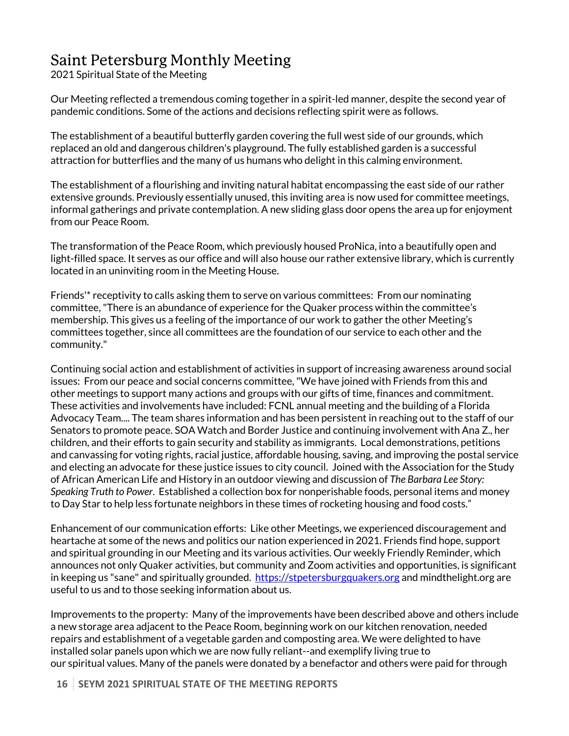# Saint Petersburg Monthly Meeting

2021 Spiritual State of the Meeting

Our Meeting reflected a tremendous coming together in a spirit-led manner, despite the second year of pandemic conditions. Some of the actions and decisions reflecting spirit were as follows.

The establishment of a beautiful butterfly garden covering the full west side of our grounds, which replaced an old and dangerous children's playground. The fully established garden is a successful attraction for butterflies and the many of us humans who delight in this calming environment.

The establishment of a flourishing and inviting natural habitat encompassing the east side of our rather extensive grounds. Previously essentially unused, this inviting area is now used for committee meetings, informal gatherings and private contemplation. A new sliding glass door opens the area up for enjoyment from our Peace Room.

The transformation of the Peace Room, which previously housed ProNica, into a beautifully open and light-filled space. It serves as our office and will also house our rather extensive library, which is currently located in an uninviting room in the Meeting House.

Friends'* receptivity to calls asking them to serve on various committees: From our nominating committee, "There is an abundance of experience for the Quaker process within the committee's membership. This gives us a feeling of the importance of our work to gather the other Meeting's committees together, since all committees are the foundation of our service to each other and the community."

Continuing social action and establishment of activities in support of increasing awareness around social issues: From our peace and social concerns committee, "We have joined with Friends from this and other meetings to support many actions and groups with our gifts of time, finances and commitment. These activities and involvements have included: FCNL annual meeting and the building of a Florida Advocacy Team.... The team shares information and has been persistent in reaching out to the staff of our Senators to promote peace. SOA Watch and Border Justice and continuing involvement with Ana Z., her children, and their efforts to gain security and stability as immigrants. Local demonstrations, petitions and canvassing for voting rights, racial justice, affordable housing, saving, and improving the postal service and electing an advocate for these justice issues to city council. Joined with the Association for the Study of African American Life and History in an outdoor viewing and discussion of *The Barbara Lee Story: Speaking Truth to Power*. Established a collection box for nonperishable foods, personal items and money to Day Star to help less fortunate neighbors in these times of rocketing housing and food costs."

Enhancement of our communication efforts: Like other Meetings, we experienced discouragement and heartache at some of the news and politics our nation experienced in 2021. Friends find hope, support and spiritual grounding in our Meeting and its various activities. Our weekly Friendly Reminder, which announces not only Quaker activities, but community and Zoom activities and opportunities, is significant in keeping us "sane" and spiritually grounded. https://stpetersburgquakers.org and mindthelight.org are useful to us and to those seeking information about us.

Improvements to the property: Many of the improvements have been described above and others include a new storage area adjacent to the Peace Room, beginning work on our kitchen renovation, needed repairs and establishment of a vegetable garden and composting area. We were delighted to have installed solar panels upon which we are now fully reliant--and exemplify living true to our spiritual values. Many of the panels were donated by a benefactor and others were paid for through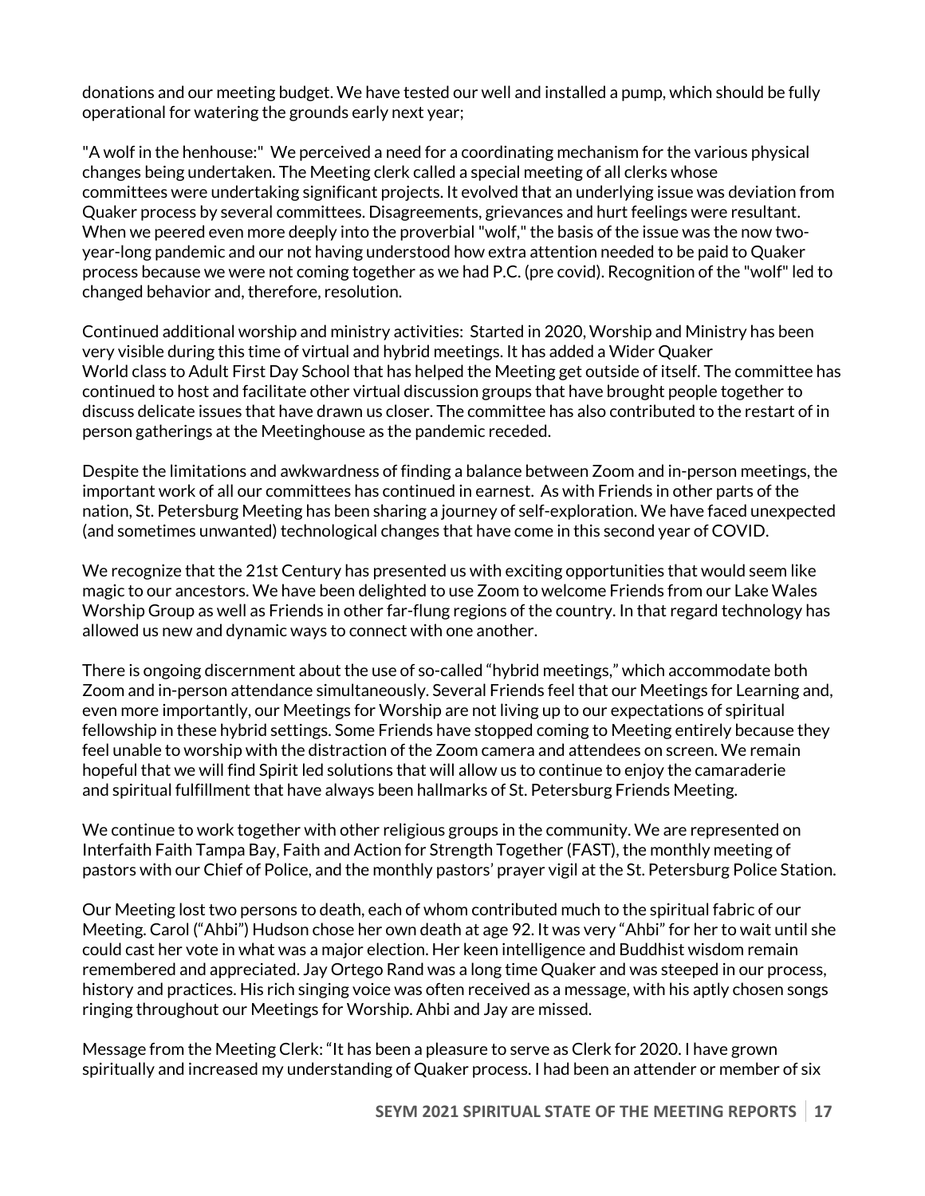donations and our meeting budget. We have tested our well and installed a pump, which should be fully operational for watering the grounds early next year;

"A wolf in the henhouse:" We perceived a need for a coordinating mechanism for the various physical changes being undertaken. The Meeting clerk called a special meeting of all clerks whose committees were undertaking significant projects. It evolved that an underlying issue was deviation from Quaker process by several committees. Disagreements, grievances and hurt feelings were resultant. When we peered even more deeply into the proverbial "wolf," the basis of the issue was the now two-year-long pandemic and our not having understood how extra attention needed to be paid to Quaker process because we were not coming together as we had P.C. (pre covid). Recognition of the "wolf" led to changed behavior and, therefore, resolution.

Continued additional worship and ministry activities: Started in 2020, Worship and Ministry has been very visible during this time of virtual and hybrid meetings. It has added a Wider Quaker World class to Adult First Day School that has helped the Meeting get outside of itself. The committee has continued to host and facilitate other virtual discussion groups that have brought people together to discuss delicate issues that have drawn us closer. The committee has also contributed to the restart of in person gatherings at the Meetinghouse as the pandemic receded.

Despite the limitations and awkwardness of finding a balance between Zoom and in-person meetings, the important work of all our committees has continued in earnest. As with Friends in other parts of the nation, St. Petersburg Meeting has been sharing a journey of self-exploration. We have faced unexpected (and sometimes unwanted) technological changes that have come in this second year of COVID.

We recognize that the 21st Century has presented us with exciting opportunities that would seem like magic to our ancestors. We have been delighted to use Zoom to welcome Friends from our Lake Wales Worship Group as well as Friends in other far-flung regions of the country. In that regard technology has allowed us new and dynamic ways to connect with one another.

There is ongoing discernment about the use of so-called "hybrid meetings," which accommodate both Zoom and in-person attendance simultaneously. Several Friends feel that our Meetings for Learning and, even more importantly, our Meetings for Worship are not living up to our expectations of spiritual fellowship in these hybrid settings. Some Friends have stopped coming to Meeting entirely because they feel unable to worship with the distraction of the Zoom camera and attendees on screen. We remain hopeful that we will find Spirit led solutions that will allow us to continue to enjoy the camaraderie and spiritual fulfillment that have always been hallmarks of St. Petersburg Friends Meeting.

We continue to work together with other religious groups in the community. We are represented on Interfaith Faith Tampa Bay, Faith and Action for Strength Together (FAST), the monthly meeting of pastors with our Chief of Police, and the monthly pastors' prayer vigil at the St. Petersburg Police Station.

Our Meeting lost two persons to death, each of whom contributed much to the spiritual fabric of our Meeting. Carol ("Ahbi") Hudson chose her own death at age 92. It was very "Ahbi" for her to wait until she could cast her vote in what was a major election. Her keen intelligence and Buddhist wisdom remain remembered and appreciated. Jay Ortego Rand was a long time Quaker and was steeped in our process, history and practices. His rich singing voice was often received as a message, with his aptly chosen songs ringing throughout our Meetings for Worship. Ahbi and Jay are missed.

Message from the Meeting Clerk: "It has been a pleasure to serve as Clerk for 2020. I have grown spiritually and increased my understanding of Quaker process. I had been an attender or member of six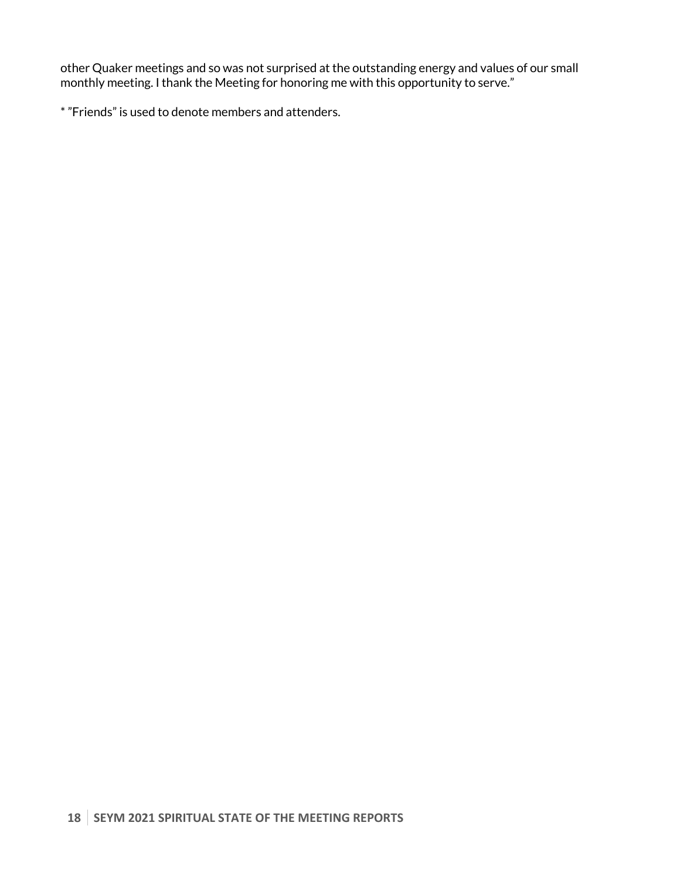other Quaker meetings and so was not surprised at the outstanding energy and values of our small monthly meeting. I thank the Meeting for honoring me with this opportunity to serve."

* "Friends" is used to denote members and attenders.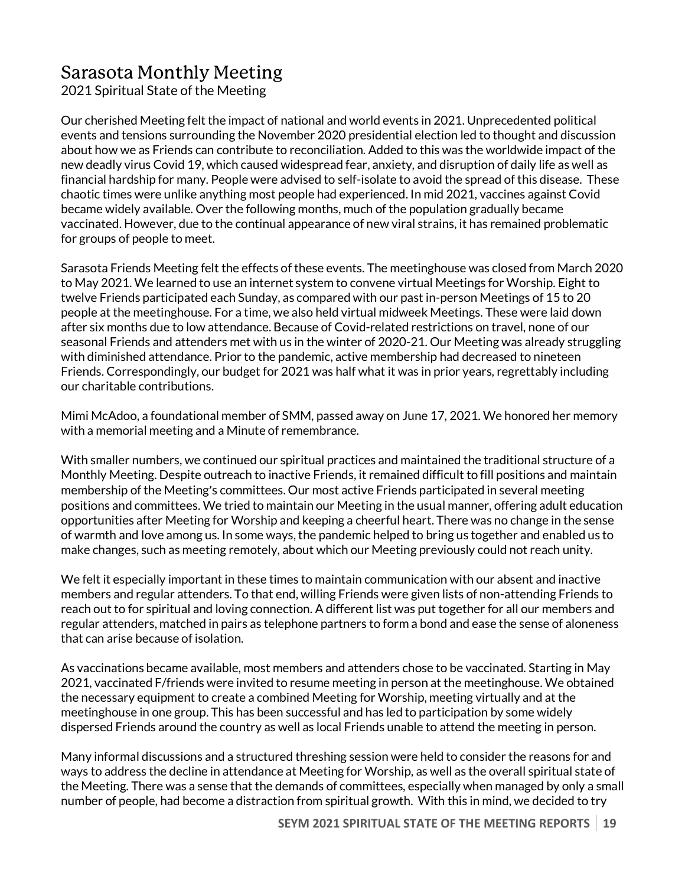# Sarasota Monthly Meeting

2021 Spiritual State of the Meeting

Our cherished Meeting felt the impact of national and world events in 2021. Unprecedented political events and tensions surrounding the November 2020 presidential election led to thought and discussion about how we as Friends can contribute to reconciliation. Added to this was the worldwide impact of the new deadly virus Covid 19, which caused widespread fear, anxiety, and disruption of daily life as well as financial hardship for many. People were advised to self-isolate to avoid the spread of this disease. These chaotic times were unlike anything most people had experienced. In mid 2021, vaccines against Covid became widely available. Over the following months, much of the population gradually became vaccinated. However, due to the continual appearance of new viral strains, it has remained problematic for groups of people to meet.

Sarasota Friends Meeting felt the effects of these events. The meetinghouse was closed from March 2020 to May 2021. We learned to use an internet system to convene virtual Meetings for Worship. Eight to twelve Friends participated each Sunday, as compared with our past in-person Meetings of 15 to 20 people at the meetinghouse. For a time, we also held virtual midweek Meetings. These were laid down after six months due to low attendance. Because of Covid-related restrictions on travel, none of our seasonal Friends and attenders met with us in the winter of 2020-21. Our Meeting was already struggling with diminished attendance. Prior to the pandemic, active membership had decreased to nineteen Friends. Correspondingly, our budget for 2021 was half what it was in prior years, regrettably including our charitable contributions.

Mimi McAdoo, a foundational member of SMM, passed away on June 17, 2021. We honored her memory with a memorial meeting and a Minute of remembrance.

With smaller numbers, we continued our spiritual practices and maintained the traditional structure of a Monthly Meeting. Despite outreach to inactive Friends, it remained difficult to fill positions and maintain membership of the Meeting's committees. Our most active Friends participated in several meeting positions and committees. We tried to maintain our Meeting in the usual manner, offering adult education opportunities after Meeting for Worship and keeping a cheerful heart. There was no change in the sense of warmth and love among us. In some ways, the pandemic helped to bring us together and enabled us to make changes, such as meeting remotely, about which our Meeting previously could not reach unity.

We felt it especially important in these times to maintain communication with our absent and inactive members and regular attenders. To that end, willing Friends were given lists of non-attending Friends to reach out to for spiritual and loving connection. A different list was put together for all our members and regular attenders, matched in pairs as telephone partners to form a bond and ease the sense of aloneness that can arise because of isolation.

As vaccinations became available, most members and attenders chose to be vaccinated. Starting in May 2021, vaccinated F/friends were invited to resume meeting in person at the meetinghouse. We obtained the necessary equipment to create a combined Meeting for Worship, meeting virtually and at the meetinghouse in one group. This has been successful and has led to participation by some widely dispersed Friends around the country as well as local Friends unable to attend the meeting in person.

Many informal discussions and a structured threshing session were held to consider the reasons for and ways to address the decline in attendance at Meeting for Worship, as well as the overall spiritual state of the Meeting. There was a sense that the demands of committees, especially when managed by only a small number of people, had become a distraction from spiritual growth. With this in mind, we decided to try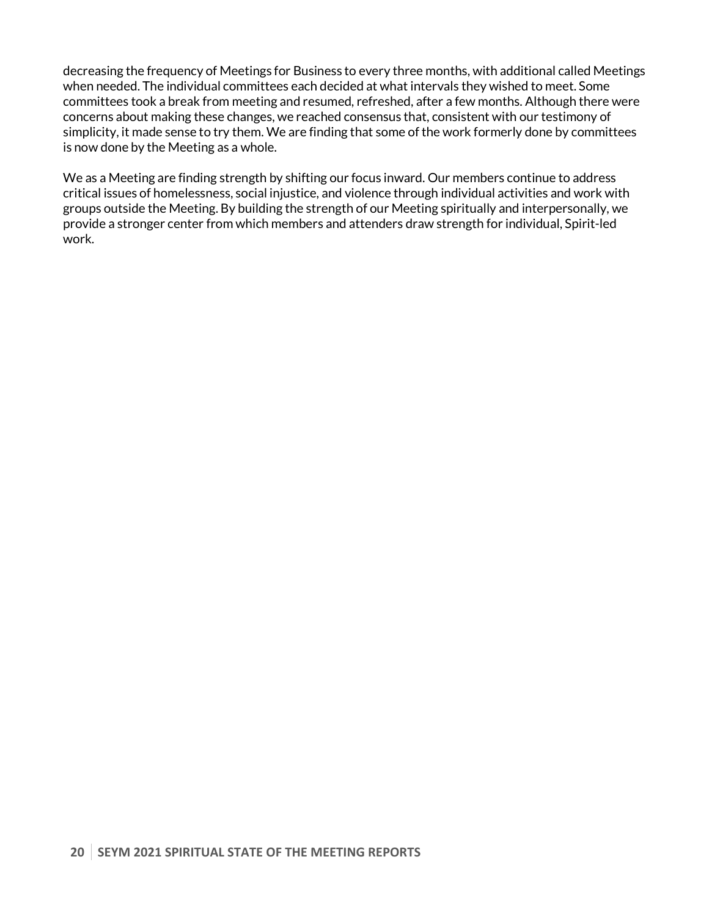decreasing the frequency of Meetings for Business to every three months, with additional called Meetings when needed. The individual committees each decided at what intervals they wished to meet. Some committees took a break from meeting and resumed, refreshed, after a few months. Although there were concerns about making these changes, we reached consensus that, consistent with our testimony of simplicity, it made sense to try them. We are finding that some of the work formerly done by committees is now done by the Meeting as a whole.

We as a Meeting are finding strength by shifting our focus inward. Our members continue to address critical issues of homelessness, social injustice, and violence through individual activities and work with groups outside the Meeting. By building the strength of our Meeting spiritually and interpersonally, we provide a stronger center from which members and attenders draw strength for individual, Spirit-led work.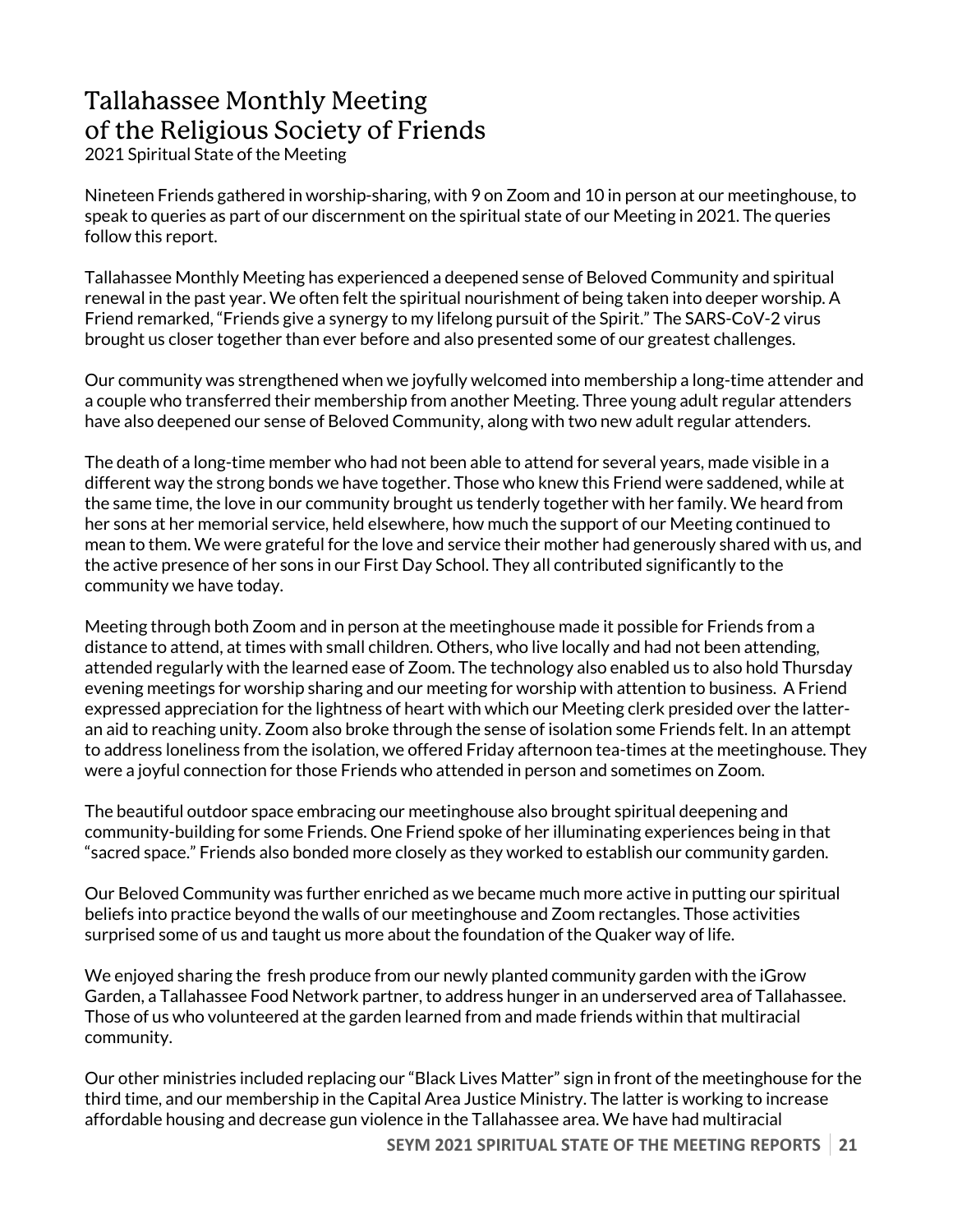# Tallahassee Monthly Meeting of the Religious Society of Friends

2021 Spiritual State of the Meeting

Nineteen Friends gathered in worship-sharing, with 9 on Zoom and 10 in person at our meetinghouse, to speak to queries as part of our discernment on the spiritual state of our Meeting in 2021. The queries follow this report.

Tallahassee Monthly Meeting has experienced a deepened sense of Beloved Community and spiritual renewal in the past year. We often felt the spiritual nourishment of being taken into deeper worship. A Friend remarked, "Friends give a synergy to my lifelong pursuit of the Spirit." The SARS-CoV-2 virus brought us closer together than ever before and also presented some of our greatest challenges.

Our community was strengthened when we joyfully welcomed into membership a long-time attender and a couple who transferred their membership from another Meeting. Three young adult regular attenders have also deepened our sense of Beloved Community, along with two new adult regular attenders.

The death of a long-time member who had not been able to attend for several years, made visible in a different way the strong bonds we have together. Those who knew this Friend were saddened, while at the same time, the love in our community brought us tenderly together with her family. We heard from her sons at her memorial service, held elsewhere, how much the support of our Meeting continued to mean to them. We were grateful for the love and service their mother had generously shared with us, and the active presence of her sons in our First Day School. They all contributed significantly to the community we have today.

Meeting through both Zoom and in person at the meetinghouse made it possible for Friends from a distance to attend, at times with small children. Others, who live locally and had not been attending, attended regularly with the learned ease of Zoom. The technology also enabled us to also hold Thursday evening meetings for worship sharing and our meeting for worship with attention to business. A Friend expressed appreciation for the lightness of heart with which our Meeting clerk presided over the latter-an aid to reaching unity. Zoom also broke through the sense of isolation some Friends felt. In an attempt to address loneliness from the isolation, we offered Friday afternoon tea-times at the meetinghouse. They were a joyful connection for those Friends who attended in person and sometimes on Zoom.

The beautiful outdoor space embracing our meetinghouse also brought spiritual deepening and community-building for some Friends. One Friend spoke of her illuminating experiences being in that "sacred space." Friends also bonded more closely as they worked to establish our community garden.

Our Beloved Community was further enriched as we became much more active in putting our spiritual beliefs into practice beyond the walls of our meetinghouse and Zoom rectangles. Those activities surprised some of us and taught us more about the foundation of the Quaker way of life.

We enjoyed sharing the fresh produce from our newly planted community garden with the iGrow Garden, a Tallahassee Food Network partner, to address hunger in an underserved area of Tallahassee. Those of us who volunteered at the garden learned from and made friends within that multiracial community.

Our other ministries included replacing our "Black Lives Matter" sign in front of the meetinghouse for the third time, and our membership in the Capital Area Justice Ministry. The latter is working to increase affordable housing and decrease gun violence in the Tallahassee area. We have had multiracial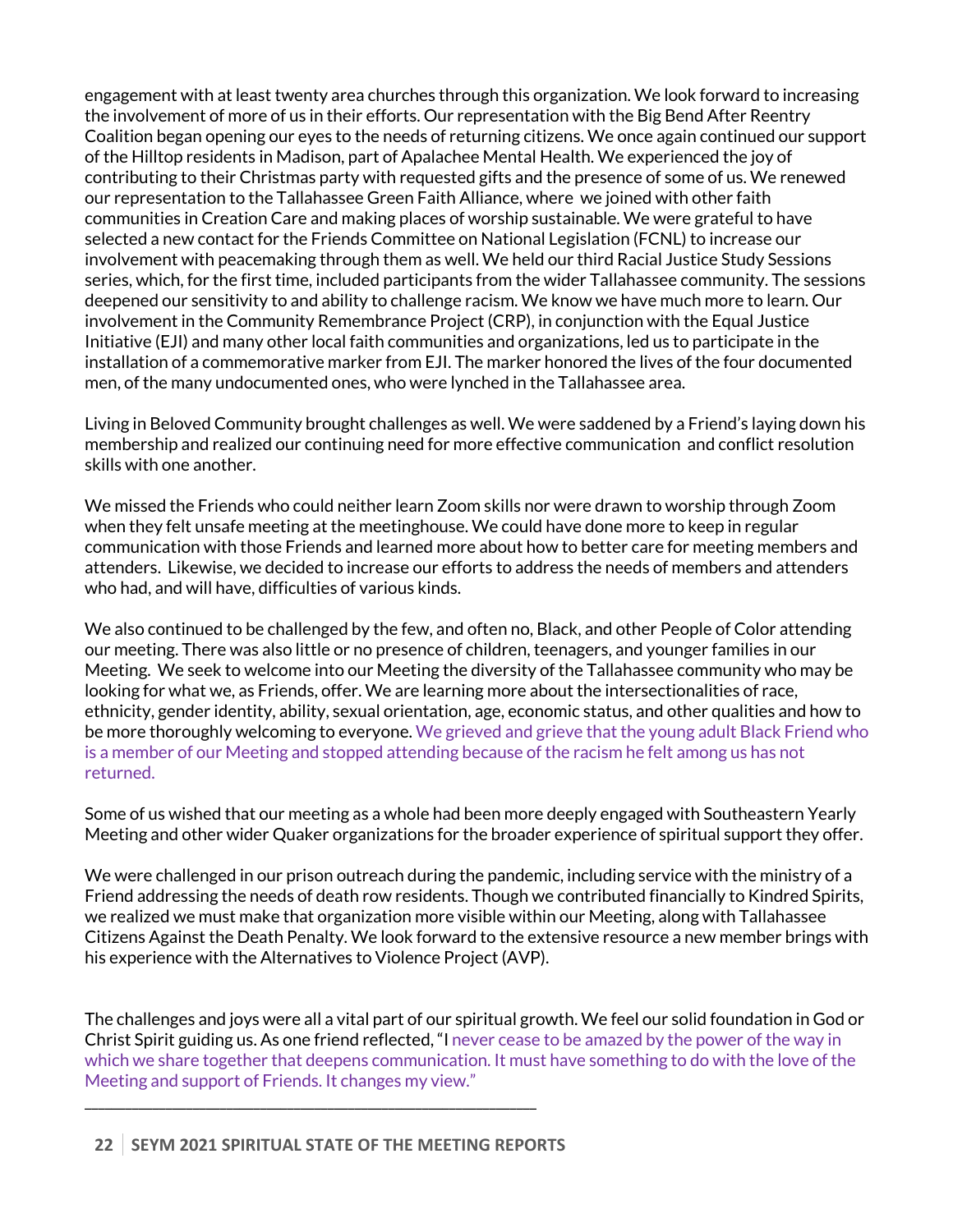engagement with at least twenty area churches through this organization. We look forward to increasing the involvement of more of us in their efforts. Our representation with the Big Bend After Reentry Coalition began opening our eyes to the needs of returning citizens. We once again continued our support of the Hilltop residents in Madison, part of Apalachee Mental Health. We experienced the joy of contributing to their Christmas party with requested gifts and the presence of some of us. We renewed our representation to the Tallahassee Green Faith Alliance, where we joined with other faith communities in Creation Care and making places of worship sustainable. We were grateful to have selected a new contact for the Friends Committee on National Legislation (FCNL) to increase our involvement with peacemaking through them as well. We held our third Racial Justice Study Sessions series, which, for the first time, included participants from the wider Tallahassee community. The sessions deepened our sensitivity to and ability to challenge racism. We know we have much more to learn. Our involvement in the Community Remembrance Project (CRP), in conjunction with the Equal Justice Initiative (EJI) and many other local faith communities and organizations, led us to participate in the installation of a commemorative marker from EJI. The marker honored the lives of the four documented men, of the many undocumented ones, who were lynched in the Tallahassee area.

Living in Beloved Community brought challenges as well. We were saddened by a Friend's laying down his membership and realized our continuing need for more effective communication and conflict resolution skills with one another.

We missed the Friends who could neither learn Zoom skills nor were drawn to worship through Zoom when they felt unsafe meeting at the meetinghouse. We could have done more to keep in regular communication with those Friends and learned more about how to better care for meeting members and attenders. Likewise, we decided to increase our efforts to address the needs of members and attenders who had, and will have, difficulties of various kinds.

We also continued to be challenged by the few, and often no, Black, and other People of Color attending our meeting. There was also little or no presence of children, teenagers, and younger families in our Meeting. We seek to welcome into our Meeting the diversity of the Tallahassee community who may be looking for what we, as Friends, offer. We are learning more about the intersectionalities of race, ethnicity, gender identity, ability, sexual orientation, age, economic status, and other qualities and how to be more thoroughly welcoming to everyone. We grieved and grieve that the young adult Black Friend who is a member of our Meeting and stopped attending because of the racism he felt among us has not returned.

Some of us wished that our meeting as a whole had been more deeply engaged with Southeastern Yearly Meeting and other wider Quaker organizations for the broader experience of spiritual support they offer.

We were challenged in our prison outreach during the pandemic, including service with the ministry of a Friend addressing the needs of death row residents. Though we contributed financially to Kindred Spirits, we realized we must make that organization more visible within our Meeting, along with Tallahassee Citizens Against the Death Penalty. We look forward to the extensive resource a new member brings with his experience with the Alternatives to Violence Project (AVP).

The challenges and joys were all a vital part of our spiritual growth. We feel our solid foundation in God or Christ Spirit guiding us. As one friend reflected, "I never cease to be amazed by the power of the way in which we share together that deepens communication. It must have something to do with the love of the Meeting and support of Friends. It changes my view."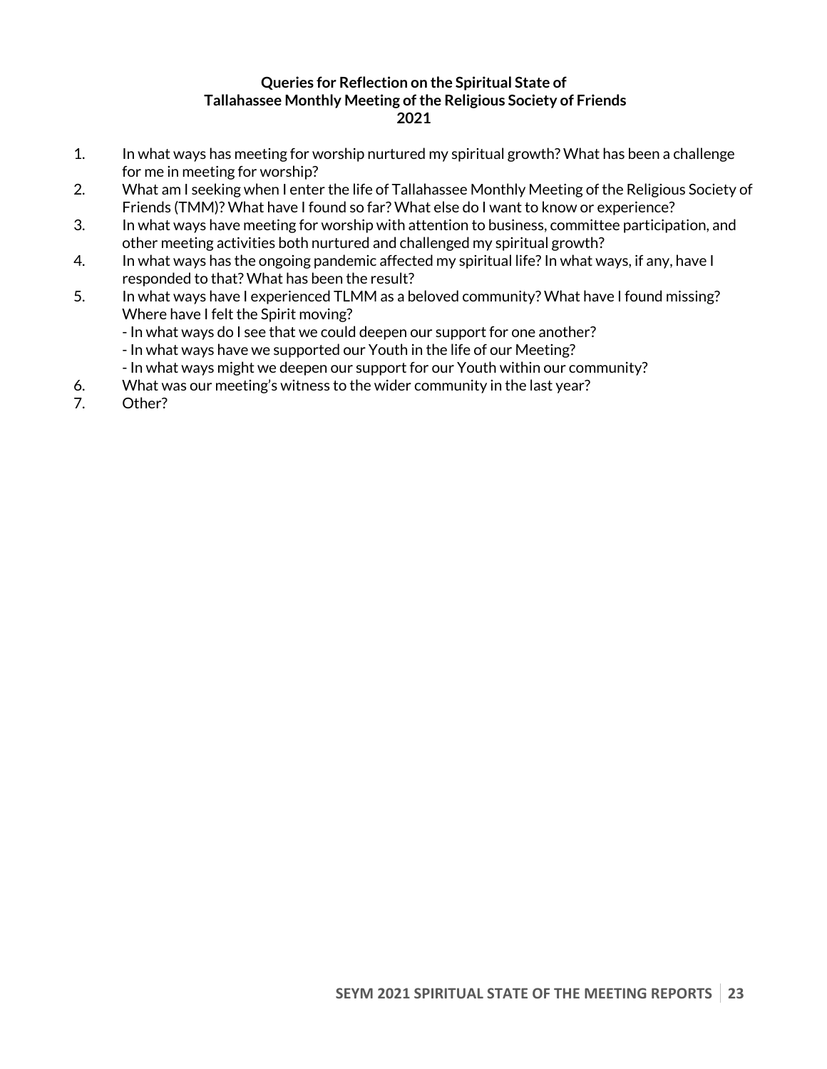**Queries for Reflection on the Spiritual State of**
**Tallahassee Monthly Meeting of the Religious Society of Friends**
**2021**

1. In what ways has meeting for worship nurtured my spiritual growth? What has been a challenge for me in meeting for worship?
2. What am I seeking when I enter the life of Tallahassee Monthly Meeting of the Religious Society of Friends (TMM)? What have I found so far? What else do I want to know or experience?
3. In what ways have meeting for worship with attention to business, committee participation, and other meeting activities both nurtured and challenged my spiritual growth?
4. In what ways has the ongoing pandemic affected my spiritual life? In what ways, if any, have I responded to that? What has been the result?
5. In what ways have I experienced TLMM as a beloved community? What have I found missing? Where have I felt the Spirit moving?
   - In what ways do I see that we could deepen our support for one another?
   - In what ways have we supported our Youth in the life of our Meeting?
   - In what ways might we deepen our support for our Youth within our community?
6. What was our meeting's witness to the wider community in the last year?
7. Other?